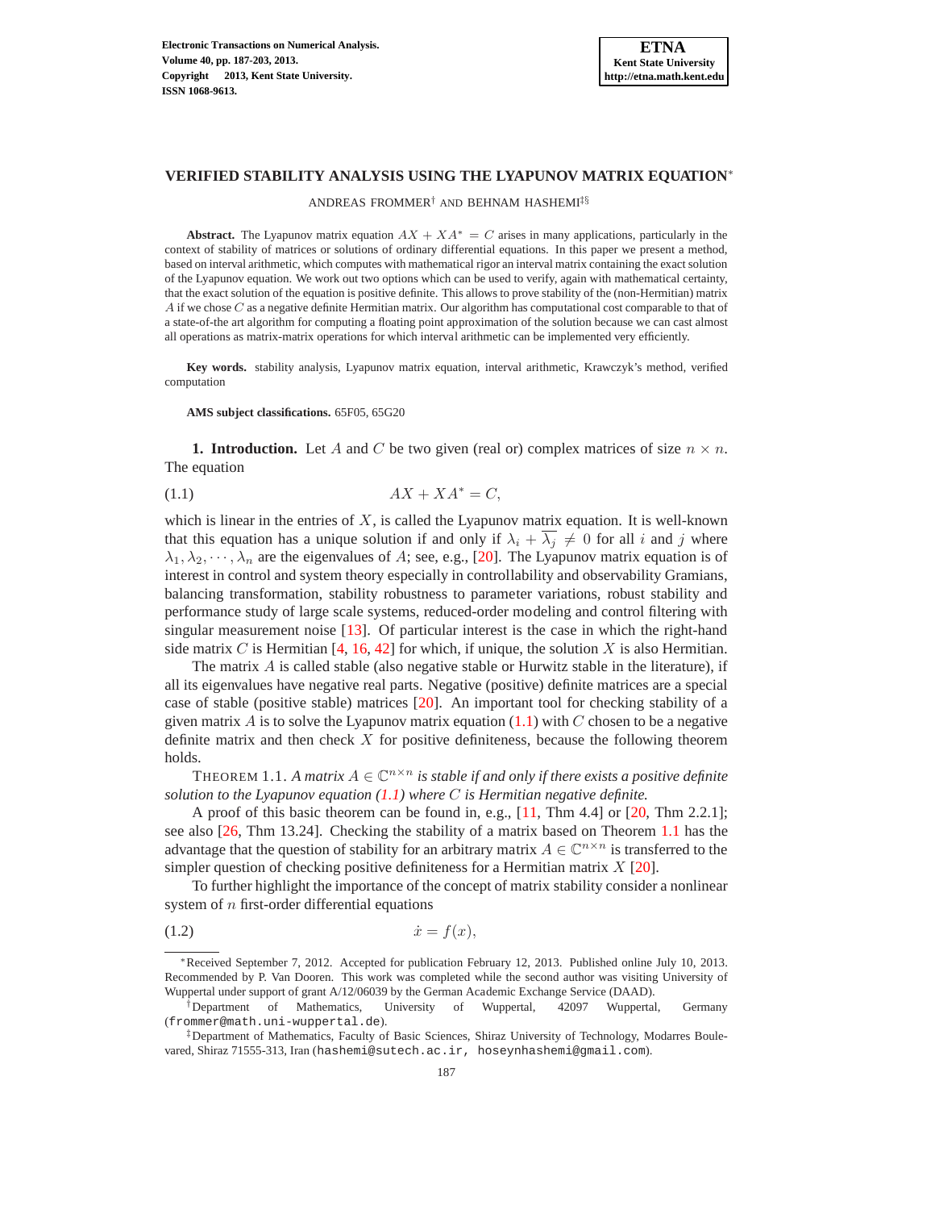# VERIFIED STABILITY ANALYSIS USING THE LYAPUNOV MATRIX EQUATION*

ANDREAS FROMMER† AND BEHNAM HASHEMI‡§

**Abstract.** The Lyapunov matrix equation $AX + XA^* = C$ arises in many applications, particularly in the context of stability of matrices or solutions of ordinary differential equations. In this paper we present a method, based on interval arithmetic, which computes with mathematical rigor an interval matrix containing the exact solution of the Lyapunov equation. We work out two options which can be used to verify, again with mathematical certainty, that the exact solution of the equation is positive definite. This allows to prove stability of the (non-Hermitian) matrix $A$ if we chose $C$ as a negative definite Hermitian matrix. Our algorithm has computational cost comparable to that of a state-of-the art algorithm for computing a floating point approximation of the solution because we can cast almost all operations as matrix-matrix operations for which interval arithmetic can be implemented very efficiently.

**Key words.** stability analysis, Lyapunov matrix equation, interval arithmetic, Krawczyk's method, verified computation

**AMS subject classifications.** 65F05, 65G20

## 1. Introduction.

Let $A$ and $C$ be two given (real or) complex matrices of size $n \times n$. The equation

$$AX + XA^* = C, \tag{1.1}$$

which is linear in the entries of $X$, is called the Lyapunov matrix equation. It is well-known that this equation has a unique solution if and only if $\lambda_i + \overline{\lambda_j} \neq 0$ for all $i$ and $j$ where $\lambda_1, \lambda_2, \cdots, \lambda_n$ are the eigenvalues of $A$; see, e.g., [20]. The Lyapunov matrix equation is of interest in control and system theory especially in controllability and observability Gramians, balancing transformation, stability robustness to parameter variations, robust stability and performance study of large scale systems, reduced-order modeling and control filtering with singular measurement noise [13]. Of particular interest is the case in which the right-hand side matrix $C$ is Hermitian [4, 16, 42] for which, if unique, the solution $X$ is also Hermitian.

The matrix $A$ is called stable (also negative stable or Hurwitz stable in the literature), if all its eigenvalues have negative real parts. Negative (positive) definite matrices are a special case of stable (positive stable) matrices [20]. An important tool for checking stability of a given matrix $A$ is to solve the Lyapunov matrix equation (1.1) with $C$ chosen to be a negative definite matrix and then check $X$ for positive definiteness, because the following theorem holds.

THEOREM 1.1. *A matrix $A \in \mathbb{C}^{n\times n}$ is stable if and only if there exists a positive definite solution to the Lyapunov equation (1.1) where $C$ is Hermitian negative definite.*

A proof of this basic theorem can be found in, e.g., [11, Thm 4.4] or [20, Thm 2.2.1]; see also [26, Thm 13.24]. Checking the stability of a matrix based on Theorem 1.1 has the advantage that the question of stability for an arbitrary matrix $A \in \mathbb{C}^{n\times n}$ is transferred to the simpler question of checking positive definiteness for a Hermitian matrix $X$ [20].

To further highlight the importance of the concept of matrix stability consider a nonlinear system of $n$ first-order differential equations

$$\dot{x} = f(x), \tag{1.2}$$

---

*Received September 7, 2012. Accepted for publication February 12, 2013. Published online July 10, 2013. Recommended by P. Van Dooren. This work was completed while the second author was visiting University of Wuppertal under support of grant A/12/06039 by the German Academic Exchange Service (DAAD).

†Department of Mathematics, University of Wuppertal, 42097 Wuppertal, Germany (frommer@math.uni-wuppertal.de).

‡Department of Mathematics, Faculty of Basic Sciences, Shiraz University of Technology, Modarres Boulevared, Shiraz 71555-313, Iran (hashemi@sutech.ac.ir, hoseynhashemi@gmail.com).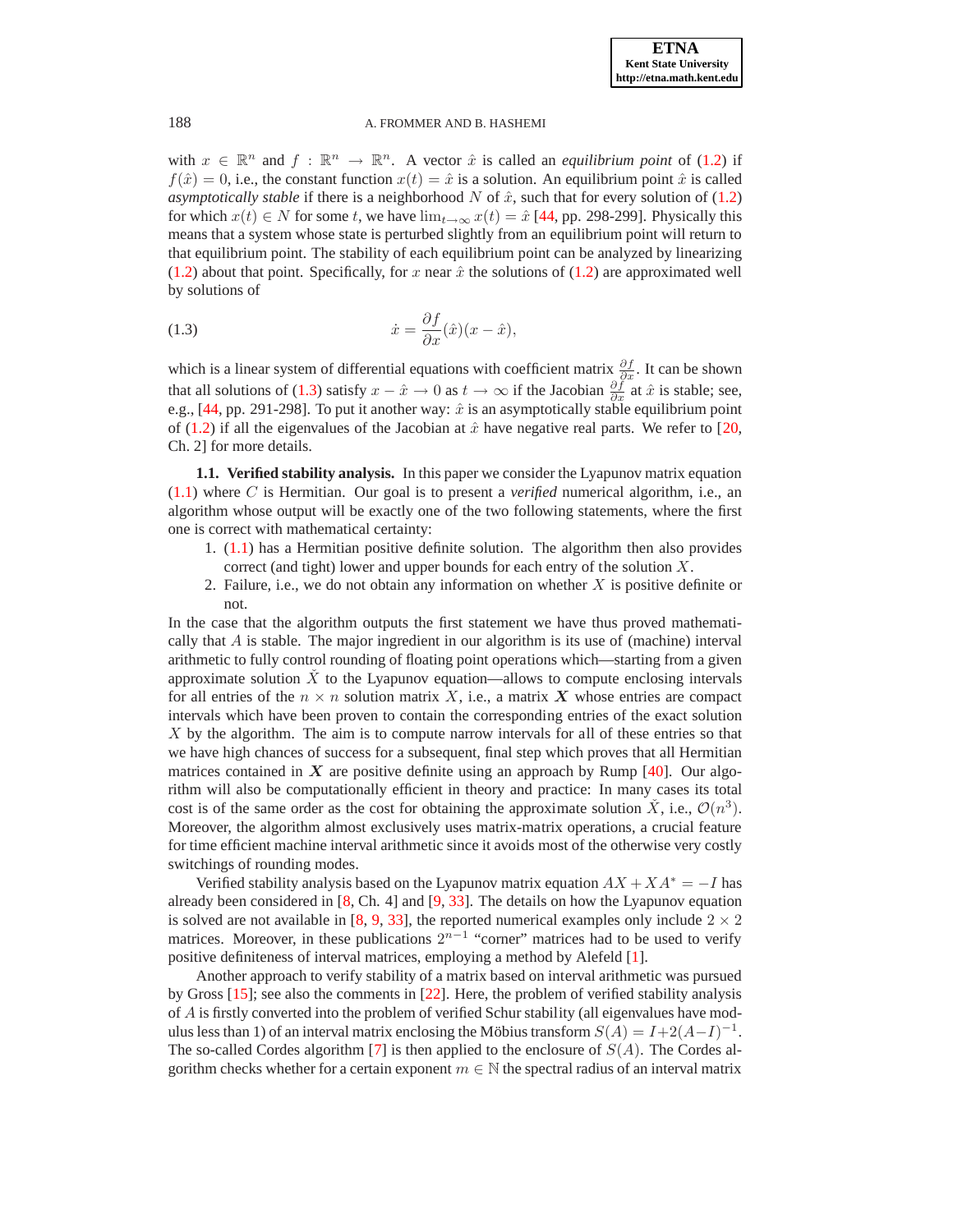with $x \in \mathbb{R}^n$ and $f : \mathbb{R}^n \to \mathbb{R}^n$. A vector $\hat{x}$ is called an *equilibrium point* of (1.2) if $f(\hat{x}) = 0$, i.e., the constant function $x(t) = \hat{x}$ is a solution. An equilibrium point $\hat{x}$ is called *asymptotically stable* if there is a neighborhood $N$ of $\hat{x}$, such that for every solution of (1.2) for which $x(t) \in N$ for some $t$, we have $\lim_{t\to\infty} x(t) = \hat{x}$ [44, pp. 298-299]. Physically this means that a system whose state is perturbed slightly from an equilibrium point will return to that equilibrium point. The stability of each equilibrium point can be analyzed by linearizing (1.2) about that point. Specifically, for $x$ near $\hat{x}$ the solutions of (1.2) are approximated well by solutions of

$$\dot{x} = \frac{\partial f}{\partial x}(\hat{x})(x - \hat{x}), \tag{1.3}$$

which is a linear system of differential equations with coefficient matrix $\frac{\partial f}{\partial x}$. It can be shown that all solutions of (1.3) satisfy $x - \hat{x} \to 0$ as $t \to \infty$ if the Jacobian $\frac{\partial f}{\partial x}$ at $\hat{x}$ is stable; see, e.g., [44, pp. 291-298]. To put it another way: $\hat{x}$ is an asymptotically stable equilibrium point of (1.2) if all the eigenvalues of the Jacobian at $\hat{x}$ have negative real parts. We refer to [20, Ch. 2] for more details.

**1.1. Verified stability analysis.** In this paper we consider the Lyapunov matrix equation (1.1) where $C$ is Hermitian. Our goal is to present a *verified* numerical algorithm, i.e., an algorithm whose output will be exactly one of the two following statements, where the first one is correct with mathematical certainty:

1. (1.1) has a Hermitian positive definite solution. The algorithm then also provides correct (and tight) lower and upper bounds for each entry of the solution $X$.
2. Failure, i.e., we do not obtain any information on whether $X$ is positive definite or not.

In the case that the algorithm outputs the first statement we have thus proved mathematically that $A$ is stable. The major ingredient in our algorithm is its use of (machine) interval arithmetic to fully control rounding of floating point operations which—starting from a given approximate solution $\check{X}$ to the Lyapunov equation—allows to compute enclosing intervals for all entries of the $n \times n$ solution matrix $X$, i.e., a matrix $\boldsymbol{X}$ whose entries are compact intervals which have been proven to contain the corresponding entries of the exact solution $X$ by the algorithm. The aim is to compute narrow intervals for all of these entries so that we have high chances of success for a subsequent, final step which proves that all Hermitian matrices contained in $\boldsymbol{X}$ are positive definite using an approach by Rump [40]. Our algorithm will also be computationally efficient in theory and practice: In many cases its total cost is of the same order as the cost for obtaining the approximate solution $\check{X}$, i.e., $\mathcal{O}(n^3)$. Moreover, the algorithm almost exclusively uses matrix-matrix operations, a crucial feature for time efficient machine interval arithmetic since it avoids most of the otherwise very costly switchings of rounding modes.

Verified stability analysis based on the Lyapunov matrix equation $AX + XA^* = -I$ has already been considered in [8, Ch. 4] and [9, 33]. The details on how the Lyapunov equation is solved are not available in [8, 9, 33], the reported numerical examples only include $2 \times 2$ matrices. Moreover, in these publications $2^{n-1}$ "corner" matrices had to be used to verify positive definiteness of interval matrices, employing a method by Alefeld [1].

Another approach to verify stability of a matrix based on interval arithmetic was pursued by Gross [15]; see also the comments in [22]. Here, the problem of verified stability analysis of $A$ is firstly converted into the problem of verified Schur stability (all eigenvalues have modulus less than 1) of an interval matrix enclosing the Möbius transform $S(A) = I+2(A-I)^{-1}$. The so-called Cordes algorithm [7] is then applied to the enclosure of $S(A)$. The Cordes algorithm checks whether for a certain exponent $m \in \mathbb{N}$ the spectral radius of an interval matrix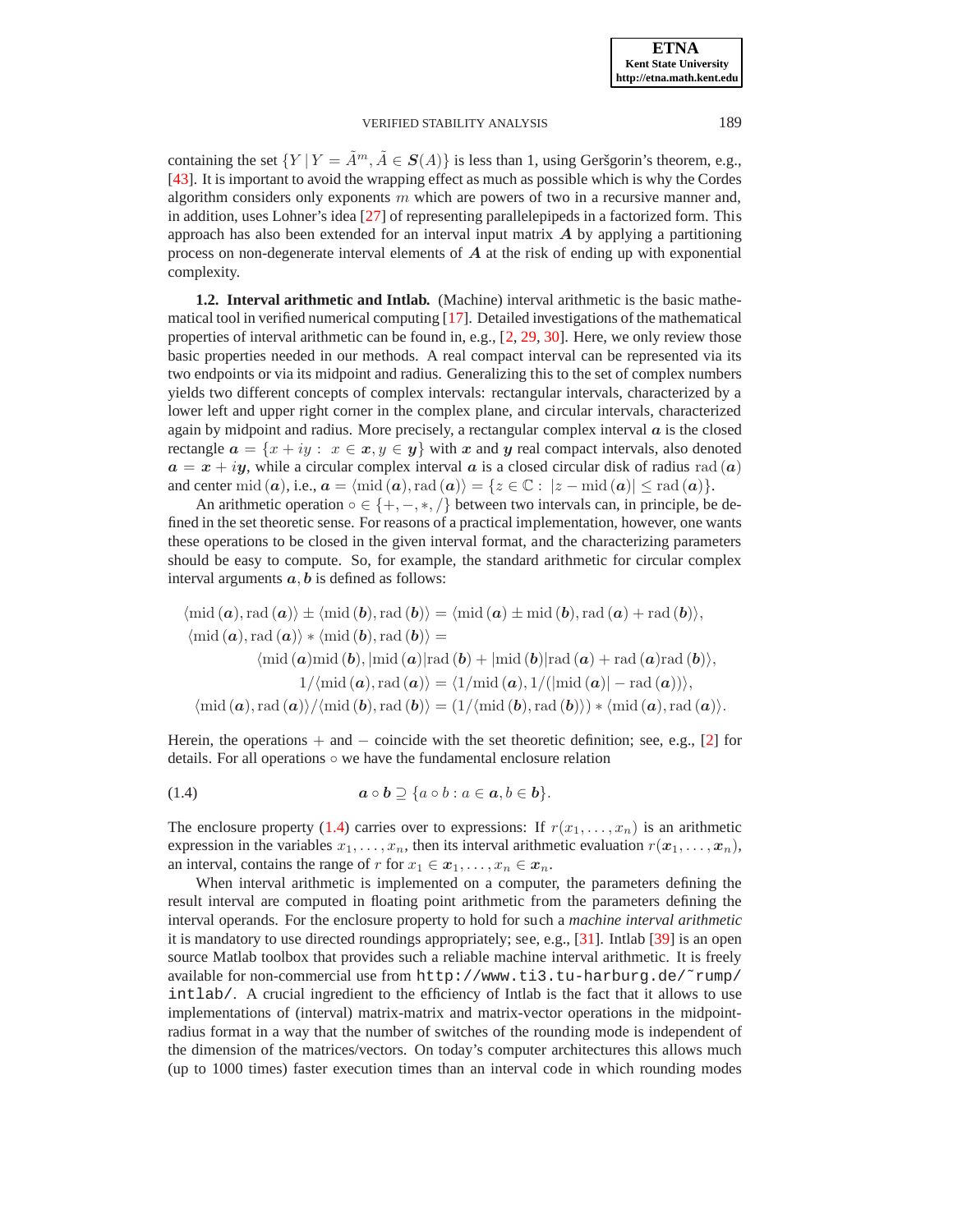containing the set $\{Y \mid Y = \tilde{A}^m, \tilde{A} \in \boldsymbol{S}(A)\}$ is less than 1, using Geršgorin's theorem, e.g., [43]. It is important to avoid the wrapping effect as much as possible which is why the Cordes algorithm considers only exponents $m$ which are powers of two in a recursive manner and, in addition, uses Lohner's idea [27] of representing parallelepipeds in a factorized form. This approach has also been extended for an interval input matrix $\boldsymbol{A}$ by applying a partitioning process on non-degenerate interval elements of $\boldsymbol{A}$ at the risk of ending up with exponential complexity.

**1.2. Interval arithmetic and Intlab.** (Machine) interval arithmetic is the basic mathematical tool in verified numerical computing [17]. Detailed investigations of the mathematical properties of interval arithmetic can be found in, e.g., [2, 29, 30]. Here, we only review those basic properties needed in our methods. A real compact interval can be represented via its two endpoints or via its midpoint and radius. Generalizing this to the set of complex numbers yields two different concepts of complex intervals: rectangular intervals, characterized by a lower left and upper right corner in the complex plane, and circular intervals, characterized again by midpoint and radius. More precisely, a rectangular complex interval $\boldsymbol{a}$ is the closed rectangle $\boldsymbol{a} = \{x + iy : \ x \in \boldsymbol{x}, y \in \boldsymbol{y}\}$ with $\boldsymbol{x}$ and $\boldsymbol{y}$ real compact intervals, also denoted $\boldsymbol{a} = \boldsymbol{x} + i\boldsymbol{y}$, while a circular complex interval $\boldsymbol{a}$ is a closed circular disk of radius $\mathrm{rad}\,(\boldsymbol{a})$ and center $\mathrm{mid}\,(\boldsymbol{a})$, i.e., $\boldsymbol{a} = \langle \mathrm{mid}\,(\boldsymbol{a}), \mathrm{rad}\,(\boldsymbol{a})\rangle = \{z \in \mathbb{C} : \ |z - \mathrm{mid}\,(\boldsymbol{a})| \le \mathrm{rad}\,(\boldsymbol{a})\}$.

An arithmetic operation $\circ \in \{+, -, *, /\}$ between two intervals can, in principle, be defined in the set theoretic sense. For reasons of a practical implementation, however, one wants these operations to be closed in the given interval format, and the characterizing parameters should be easy to compute. So, for example, the standard arithmetic for circular complex interval arguments $\boldsymbol{a}, \boldsymbol{b}$ is defined as follows:

$$
\begin{aligned}
\langle \mathrm{mid}\,(\boldsymbol{a}), \mathrm{rad}\,(\boldsymbol{a})\rangle \pm \langle \mathrm{mid}\,(\boldsymbol{b}), \mathrm{rad}\,(\boldsymbol{b})\rangle &= \langle \mathrm{mid}\,(\boldsymbol{a}) \pm \mathrm{mid}\,(\boldsymbol{b}), \mathrm{rad}\,(\boldsymbol{a}) + \mathrm{rad}\,(\boldsymbol{b})\rangle,\\
\langle \mathrm{mid}\,(\boldsymbol{a}), \mathrm{rad}\,(\boldsymbol{a})\rangle * \langle \mathrm{mid}\,(\boldsymbol{b}), \mathrm{rad}\,(\boldsymbol{b})\rangle &= \\
\langle \mathrm{mid}\,(\boldsymbol{a})\mathrm{mid}\,(\boldsymbol{b}), |\mathrm{mid}\,(\boldsymbol{a})|&\mathrm{rad}\,(\boldsymbol{b}) + |\mathrm{mid}\,(\boldsymbol{b})|\mathrm{rad}\,(\boldsymbol{a}) + \mathrm{rad}\,(\boldsymbol{a})\mathrm{rad}\,(\boldsymbol{b})\rangle,\\
1/\langle \mathrm{mid}\,(\boldsymbol{a}), \mathrm{rad}\,(\boldsymbol{a})\rangle &= \langle 1/\mathrm{mid}\,(\boldsymbol{a}), 1/(|\mathrm{mid}\,(\boldsymbol{a})| - \mathrm{rad}\,(\boldsymbol{a}))\rangle,\\
\langle \mathrm{mid}\,(\boldsymbol{a}), \mathrm{rad}\,(\boldsymbol{a})\rangle / \langle \mathrm{mid}\,(\boldsymbol{b}), \mathrm{rad}\,(\boldsymbol{b})\rangle &= (1/\langle \mathrm{mid}\,(\boldsymbol{b}), \mathrm{rad}\,(\boldsymbol{b})\rangle) * \langle \mathrm{mid}\,(\boldsymbol{a}), \mathrm{rad}\,(\boldsymbol{a})\rangle.
\end{aligned}
$$

Herein, the operations $+$ and $-$ coincide with the set theoretic definition; see, e.g., [2] for details. For all operations $\circ$ we have the fundamental enclosure relation

$$
\boldsymbol{a} \circ \boldsymbol{b} \supseteq \{a \circ b : a \in \boldsymbol{a}, b \in \boldsymbol{b}\}. \tag{1.4}
$$

The enclosure property (1.4) carries over to expressions: If $r(x_1, \ldots, x_n)$ is an arithmetic expression in the variables $x_1, \ldots, x_n$, then its interval arithmetic evaluation $r(\boldsymbol{x}_1, \ldots, \boldsymbol{x}_n)$, an interval, contains the range of $r$ for $x_1 \in \boldsymbol{x}_1, \ldots, x_n \in \boldsymbol{x}_n$.

When interval arithmetic is implemented on a computer, the parameters defining the result interval are computed in floating point arithmetic from the parameters defining the interval operands. For the enclosure property to hold for such a *machine interval arithmetic* it is mandatory to use directed roundings appropriately; see, e.g., [31]. Intlab [39] is an open source Matlab toolbox that provides such a reliable machine interval arithmetic. It is freely available for non-commercial use from `http://www.ti3.tu-harburg.de/~rump/intlab/`. A crucial ingredient to the efficiency of Intlab is the fact that it allows to use implementations of (interval) matrix-matrix and matrix-vector operations in the midpoint-radius format in a way that the number of switches of the rounding mode is independent of the dimension of the matrices/vectors. On today's computer architectures this allows much (up to 1000 times) faster execution times than an interval code in which rounding modes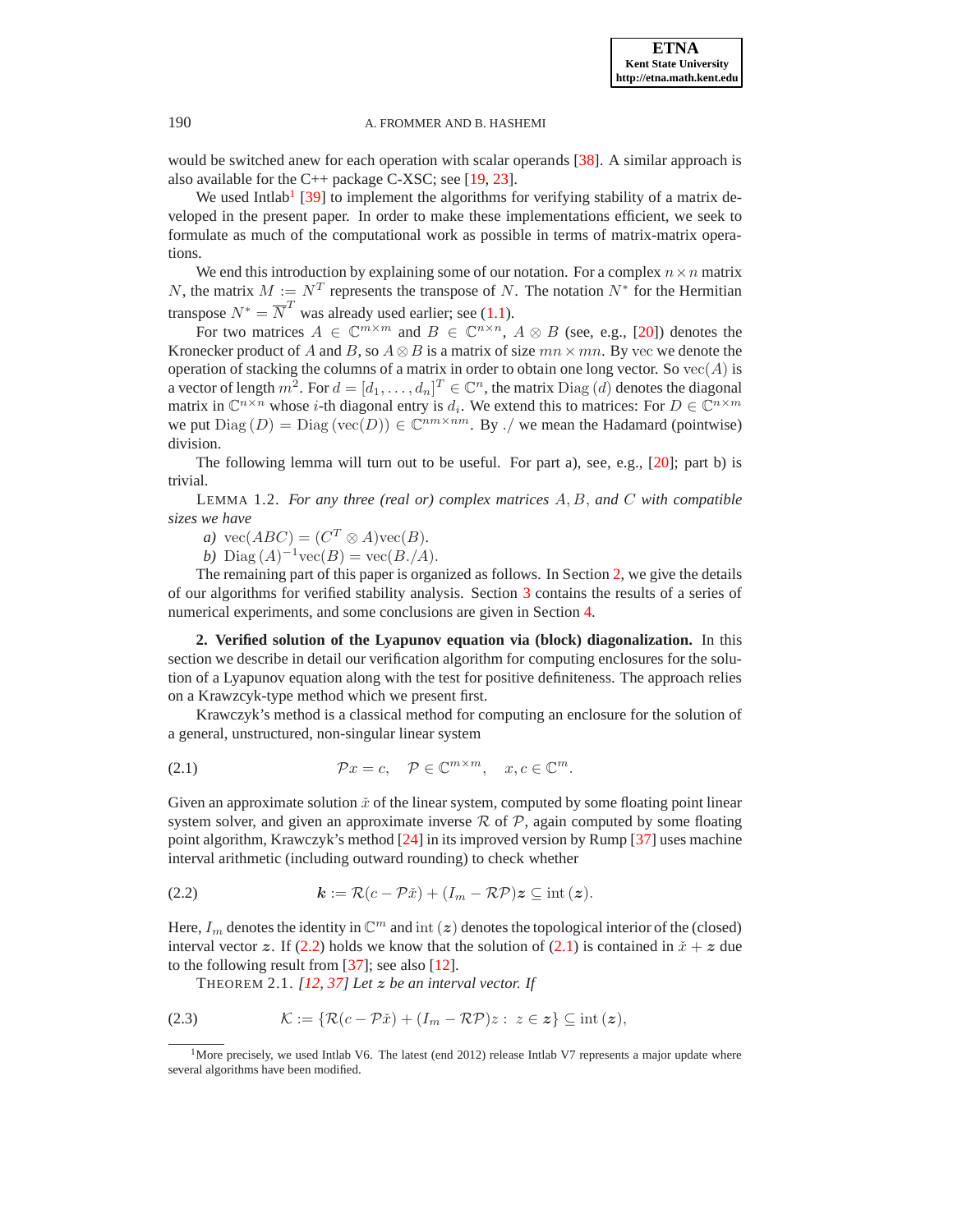would be switched anew for each operation with scalar operands [38]. A similar approach is also available for the C++ package C-XSC; see [19, 23].

We used Intlab[1] [39] to implement the algorithms for verifying stability of a matrix developed in the present paper. In order to make these implementations efficient, we seek to formulate as much of the computational work as possible in terms of matrix-matrix operations.

We end this introduction by explaining some of our notation. For a complex $n \times n$ matrix $N$, the matrix $M := N^T$ represents the transpose of $N$. The notation $N^*$ for the Hermitian transpose $N^* = \overline{N}^T$ was already used earlier; see (1.1).

For two matrices $A \in \mathbb{C}^{m\times m}$ and $B \in \mathbb{C}^{n\times n}$, $A \otimes B$ (see, e.g., [20]) denotes the Kronecker product of $A$ and $B$, so $A \otimes B$ is a matrix of size $mn \times mn$. By $\mathrm{vec}$ we denote the operation of stacking the columns of a matrix in order to obtain one long vector. So $\mathrm{vec}(A)$ is a vector of length $m^2$. For $d = [d_1, \ldots, d_n]^T \in \mathbb{C}^n$, the matrix $\mathrm{Diag}\,(d)$ denotes the diagonal matrix in $\mathbb{C}^{n\times n}$ whose $i$-th diagonal entry is $d_i$. We extend this to matrices: For $D \in \mathbb{C}^{n\times m}$ we put $\mathrm{Diag}\,(D) = \mathrm{Diag}\,(\mathrm{vec}(D)) \in \mathbb{C}^{nm\times nm}$. By $./$ we mean the Hadamard (pointwise) division.

The following lemma will turn out to be useful. For part a), see, e.g., [20]; part b) is trivial.

LEMMA 1.2. *For any three (real or) complex matrices $A, B,$ and $C$ with compatible sizes we have*

*a)* $\mathrm{vec}(ABC) = (C^T \otimes A)\mathrm{vec}(B)$.

*b)* $\mathrm{Diag}\,(A)^{-1}\mathrm{vec}(B) = \mathrm{vec}(B./A)$.

The remaining part of this paper is organized as follows. In Section 2, we give the details of our algorithms for verified stability analysis. Section 3 contains the results of a series of numerical experiments, and some conclusions are given in Section 4.

## 2. Verified solution of the Lyapunov equation via (block) diagonalization.

In this section we describe in detail our verification algorithm for computing enclosures for the solution of a Lyapunov equation along with the test for positive definiteness. The approach relies on a Krawczyk-type method which we present first.

Krawczyk's method is a classical method for computing an enclosure for the solution of a general, unstructured, non-singular linear system

$$\mathcal{P}x = c, \quad \mathcal{P} \in \mathbb{C}^{m\times m}, \quad x, c \in \mathbb{C}^m. \tag{2.1}$$

Given an approximate solution $\check{x}$ of the linear system, computed by some floating point linear system solver, and given an approximate inverse $\mathcal{R}$ of $\mathcal{P}$, again computed by some floating point algorithm, Krawczyk's method [24] in its improved version by Rump [37] uses machine interval arithmetic (including outward rounding) to check whether

$$\boldsymbol{k} := \mathcal{R}(c - \mathcal{P}\check{x}) + (I_m - \mathcal{R}\mathcal{P})\boldsymbol{z} \subseteq \mathrm{int}\,(\boldsymbol{z}). \tag{2.2}$$

Here, $I_m$ denotes the identity in $\mathbb{C}^m$ and $\mathrm{int}\,(\boldsymbol{z})$ denotes the topological interior of the (closed) interval vector $\boldsymbol{z}$. If (2.2) holds we know that the solution of (2.1) is contained in $\check{x} + \boldsymbol{z}$ due to the following result from [37]; see also [12].

THEOREM 2.1. *[12, 37] Let $\boldsymbol{z}$ be an interval vector. If*

$$\mathcal{K} := \{\mathcal{R}(c - \mathcal{P}\check{x}) + (I_m - \mathcal{R}\mathcal{P})z : \ z \in \boldsymbol{z}\} \subseteq \mathrm{int}\,(\boldsymbol{z}), \tag{2.3}$$

[1] More precisely, we used Intlab V6. The latest (end 2012) release Intlab V7 represents a major update where several algorithms have been modified.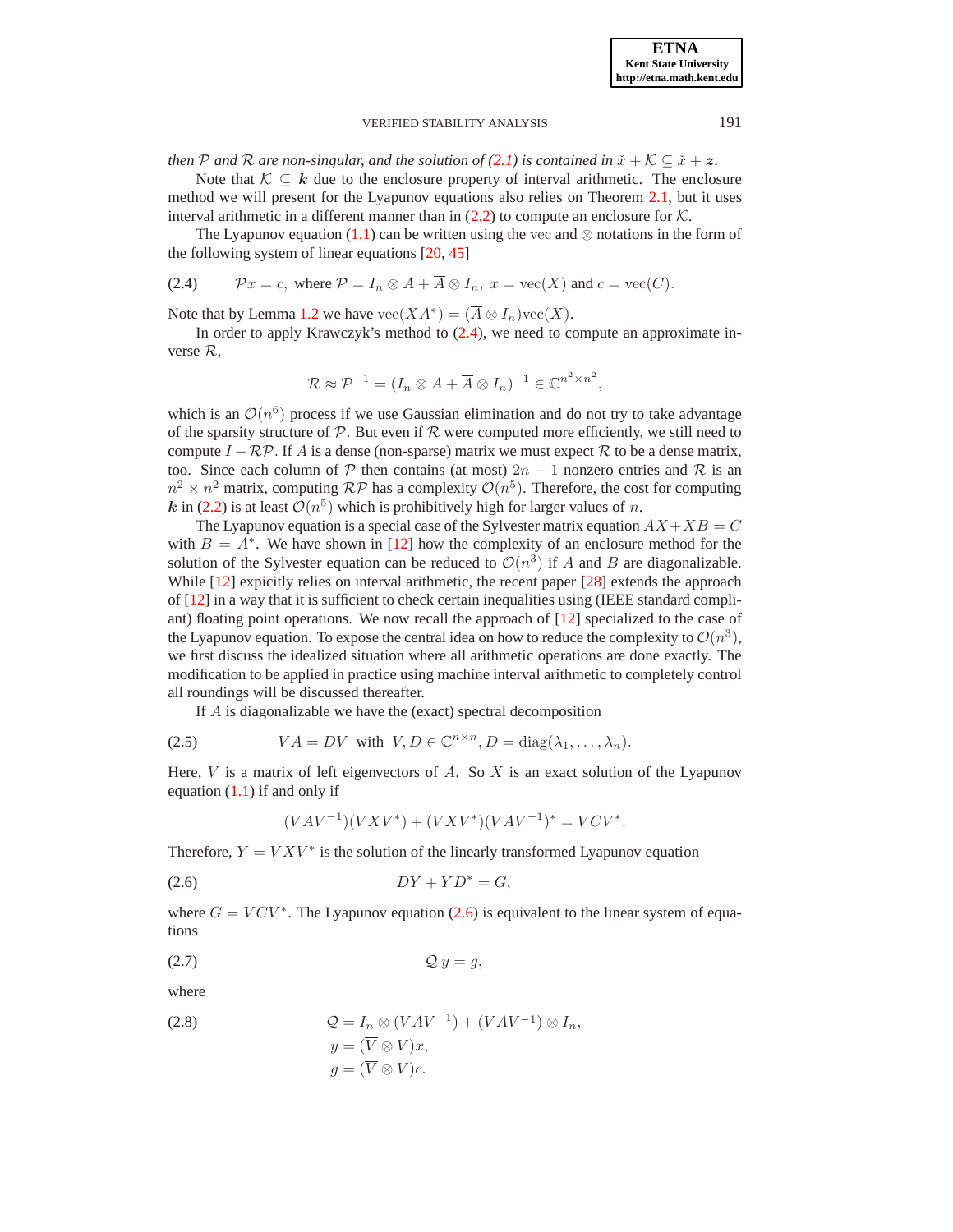*then $\mathcal{P}$ and $\mathcal{R}$ are non-singular, and the solution of (2.1) is contained in $\check{x} + \mathcal{K} \subseteq \check{x} + \boldsymbol{z}$.*

Note that $\mathcal{K} \subseteq \boldsymbol{k}$ due to the enclosure property of interval arithmetic. The enclosure method we will present for the Lyapunov equations also relies on Theorem 2.1, but it uses interval arithmetic in a different manner than in (2.2) to compute an enclosure for $\mathcal{K}$.

The Lyapunov equation (1.1) can be written using the $\operatorname{vec}$ and $\otimes$ notations in the form of the following system of linear equations [20, 45]

$$\mathcal{P}x = c, \text{ where } \mathcal{P} = I_n \otimes A + \overline{A} \otimes I_n, \; x = \operatorname{vec}(X) \text{ and } c = \operatorname{vec}(C). \tag{2.4}$$

Note that by Lemma 1.2 we have $\operatorname{vec}(XA^*) = (\overline{A} \otimes I_n)\operatorname{vec}(X)$.

In order to apply Krawczyk's method to (2.4), we need to compute an approximate inverse $\mathcal{R}$,

$$\mathcal{R} \approx \mathcal{P}^{-1} = (I_n \otimes A + \overline{A} \otimes I_n)^{-1} \in \mathbb{C}^{n^2 \times n^2},$$

which is an $\mathcal{O}(n^6)$ process if we use Gaussian elimination and do not try to take advantage of the sparsity structure of $\mathcal{P}$. But even if $\mathcal{R}$ were computed more efficiently, we still need to compute $I - \mathcal{R}\mathcal{P}$. If $A$ is a dense (non-sparse) matrix we must expect $\mathcal{R}$ to be a dense matrix, too. Since each column of $\mathcal{P}$ then contains (at most) $2n-1$ nonzero entries and $\mathcal{R}$ is an $n^2 \times n^2$ matrix, computing $\mathcal{R}\mathcal{P}$ has a complexity $\mathcal{O}(n^5)$. Therefore, the cost for computing $\boldsymbol{k}$ in (2.2) is at least $\mathcal{O}(n^5)$ which is prohibitively high for larger values of $n$.

The Lyapunov equation is a special case of the Sylvester matrix equation $AX + XB = C$ with $B = A^*$. We have shown in [12] how the complexity of an enclosure method for the solution of the Sylvester equation can be reduced to $\mathcal{O}(n^3)$ if $A$ and $B$ are diagonalizable. While [12] expicitly relies on interval arithmetic, the recent paper [28] extends the approach of [12] in a way that it is sufficient to check certain inequalities using (IEEE standard compliant) floating point operations. We now recall the approach of [12] specialized to the case of the Lyapunov equation. To expose the central idea on how to reduce the complexity to $\mathcal{O}(n^3)$, we first discuss the idealized situation where all arithmetic operations are done exactly. The modification to be applied in practice using machine interval arithmetic to completely control all roundings will be discussed thereafter.

If $A$ is diagonalizable we have the (exact) spectral decomposition

$$VA = DV \;\text{ with }\; V, D \in \mathbb{C}^{n \times n}, D = \operatorname{diag}(\lambda_1, \ldots, \lambda_n). \tag{2.5}$$

Here, $V$ is a matrix of left eigenvectors of $A$. So $X$ is an exact solution of the Lyapunov equation (1.1) if and only if

$$(VAV^{-1})(VXV^*) + (VXV^*)(VAV^{-1})^* = VCV^*.$$

Therefore, $Y = VXV^*$ is the solution of the linearly transformed Lyapunov equation

$$DY + YD^* = G, \tag{2.6}$$

where $G = VCV^*$. The Lyapunov equation (2.6) is equivalent to the linear system of equations

$$\mathcal{Q}\, y = g, \tag{2.7}$$

where

$$\begin{aligned} \mathcal{Q} &= I_n \otimes (VAV^{-1}) + \overline{(VAV^{-1})} \otimes I_n, \\ y &= (\overline{V} \otimes V)x, \\ g &= (\overline{V} \otimes V)c. \end{aligned} \tag{2.8}$$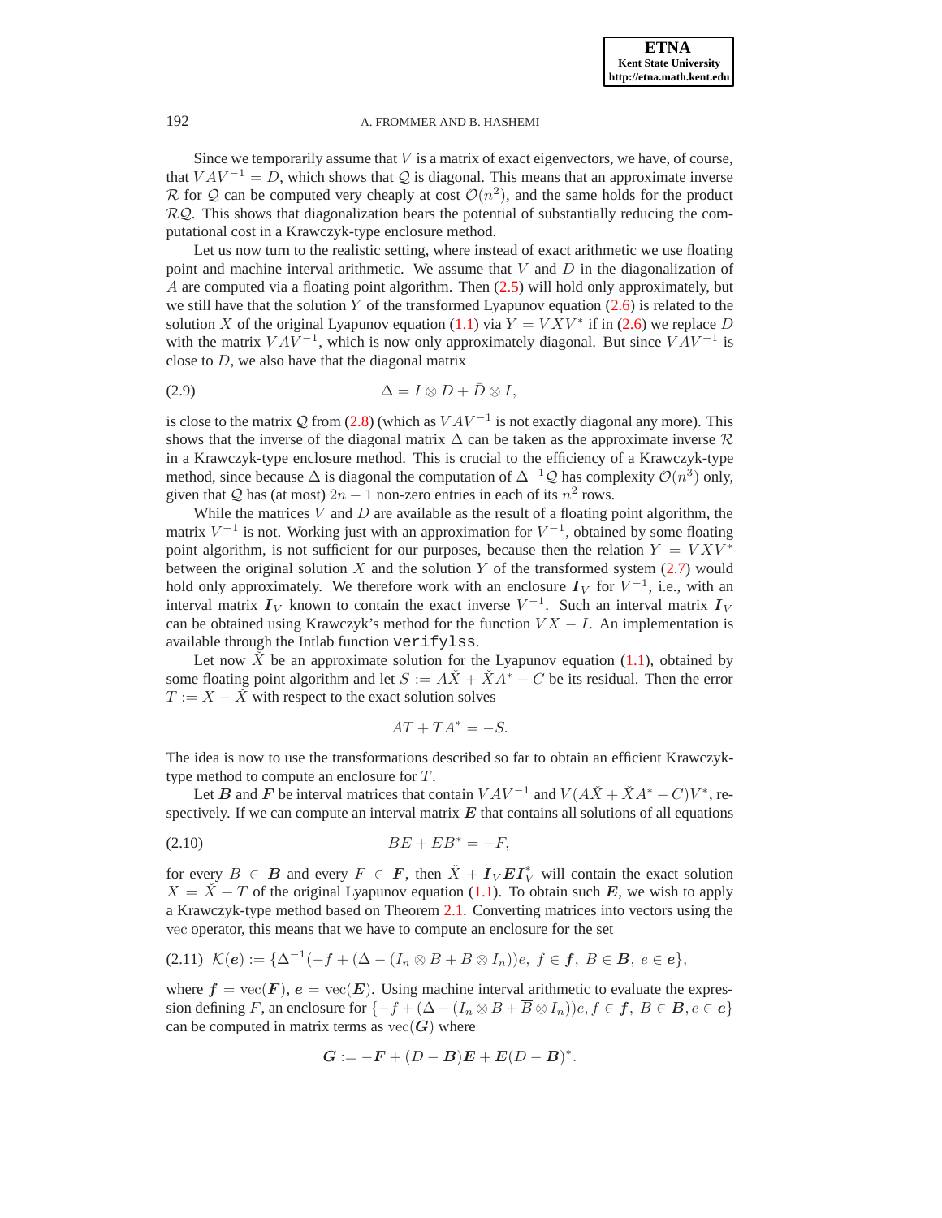Since we temporarily assume that $V$ is a matrix of exact eigenvectors, we have, of course, that $VAV^{-1} = D$, which shows that $\mathcal{Q}$ is diagonal. This means that an approximate inverse $\mathcal{R}$ for $\mathcal{Q}$ can be computed very cheaply at cost $\mathcal{O}(n^2)$, and the same holds for the product $\mathcal{RQ}$. This shows that diagonalization bears the potential of substantially reducing the computational cost in a Krawczyk-type enclosure method.

Let us now turn to the realistic setting, where instead of exact arithmetic we use floating point and machine interval arithmetic. We assume that $V$ and $D$ in the diagonalization of $A$ are computed via a floating point algorithm. Then (2.5) will hold only approximately, but we still have that the solution $Y$ of the transformed Lyapunov equation (2.6) is related to the solution $X$ of the original Lyapunov equation (1.1) via $Y = VXV^*$ if in (2.6) we replace $D$ with the matrix $VAV^{-1}$, which is now only approximately diagonal. But since $VAV^{-1}$ is close to $D$, we also have that the diagonal matrix

$$\Delta = I \otimes D + \bar{D} \otimes I, \tag{2.9}$$

is close to the matrix $\mathcal{Q}$ from (2.8) (which as $VAV^{-1}$ is not exactly diagonal any more). This shows that the inverse of the diagonal matrix $\Delta$ can be taken as the approximate inverse $\mathcal{R}$ in a Krawczyk-type enclosure method. This is crucial to the efficiency of a Krawczyk-type method, since because $\Delta$ is diagonal the computation of $\Delta^{-1}\mathcal{Q}$ has complexity $\mathcal{O}(n^3)$ only, given that $\mathcal{Q}$ has (at most) $2n-1$ non-zero entries in each of its $n^2$ rows.

While the matrices $V$ and $D$ are available as the result of a floating point algorithm, the matrix $V^{-1}$ is not. Working just with an approximation for $V^{-1}$, obtained by some floating point algorithm, is not sufficient for our purposes, because then the relation $Y = VXV^*$ between the original solution $X$ and the solution $Y$ of the transformed system (2.7) would hold only approximately. We therefore work with an enclosure $\boldsymbol{I}_V$ for $V^{-1}$, i.e., with an interval matrix $\boldsymbol{I}_V$ known to contain the exact inverse $V^{-1}$. Such an interval matrix $\boldsymbol{I}_V$ can be obtained using Krawczyk's method for the function $VX - I$. An implementation is available through the Intlab function `verifylss`.

Let now $\check{X}$ be an approximate solution for the Lyapunov equation (1.1), obtained by some floating point algorithm and let $S := A\check{X} + \check{X}A^* - C$ be its residual. Then the error $T := X - \check{X}$ with respect to the exact solution solves

$$AT + TA^* = -S.$$

The idea is now to use the transformations described so far to obtain an efficient Krawczyk-type method to compute an enclosure for $T$.

Let $\boldsymbol{B}$ and $\boldsymbol{F}$ be interval matrices that contain $VAV^{-1}$ and $V(A\check{X} + \check{X}A^* - C)V^*$, respectively. If we can compute an interval matrix $\boldsymbol{E}$ that contains all solutions of all equations

$$BE + EB^* = -F, \tag{2.10}$$

for every $B \in \boldsymbol{B}$ and every $F \in \boldsymbol{F}$, then $\check{X} + \boldsymbol{I}_V \boldsymbol{E} \boldsymbol{I}_V^*$ will contain the exact solution $X = \check{X} + T$ of the original Lyapunov equation (1.1). To obtain such $\boldsymbol{E}$, we wish to apply a Krawczyk-type method based on Theorem 2.1. Converting matrices into vectors using the vec operator, this means that we have to compute an enclosure for the set

$$\mathcal{K}(\boldsymbol{e}) := \{\Delta^{-1}(-f + (\Delta - (I_n \otimes B + \overline{B} \otimes I_n))e,\ f \in \boldsymbol{f},\ B \in \boldsymbol{B},\ e \in \boldsymbol{e}\}, \tag{2.11}$$

where $\boldsymbol{f} = \text{vec}(\boldsymbol{F})$, $\boldsymbol{e} = \text{vec}(\boldsymbol{E})$. Using machine interval arithmetic to evaluate the expression defining $F$, an enclosure for $\{-f + (\Delta - (I_n \otimes B + \overline{B} \otimes I_n))e, f \in \boldsymbol{f},\ B \in \boldsymbol{B}, e \in \boldsymbol{e}\}$ can be computed in matrix terms as $\text{vec}(\boldsymbol{G})$ where

$$\boldsymbol{G} := -\boldsymbol{F} + (D - \boldsymbol{B})\boldsymbol{E} + \boldsymbol{E}(D - \boldsymbol{B})^*.$$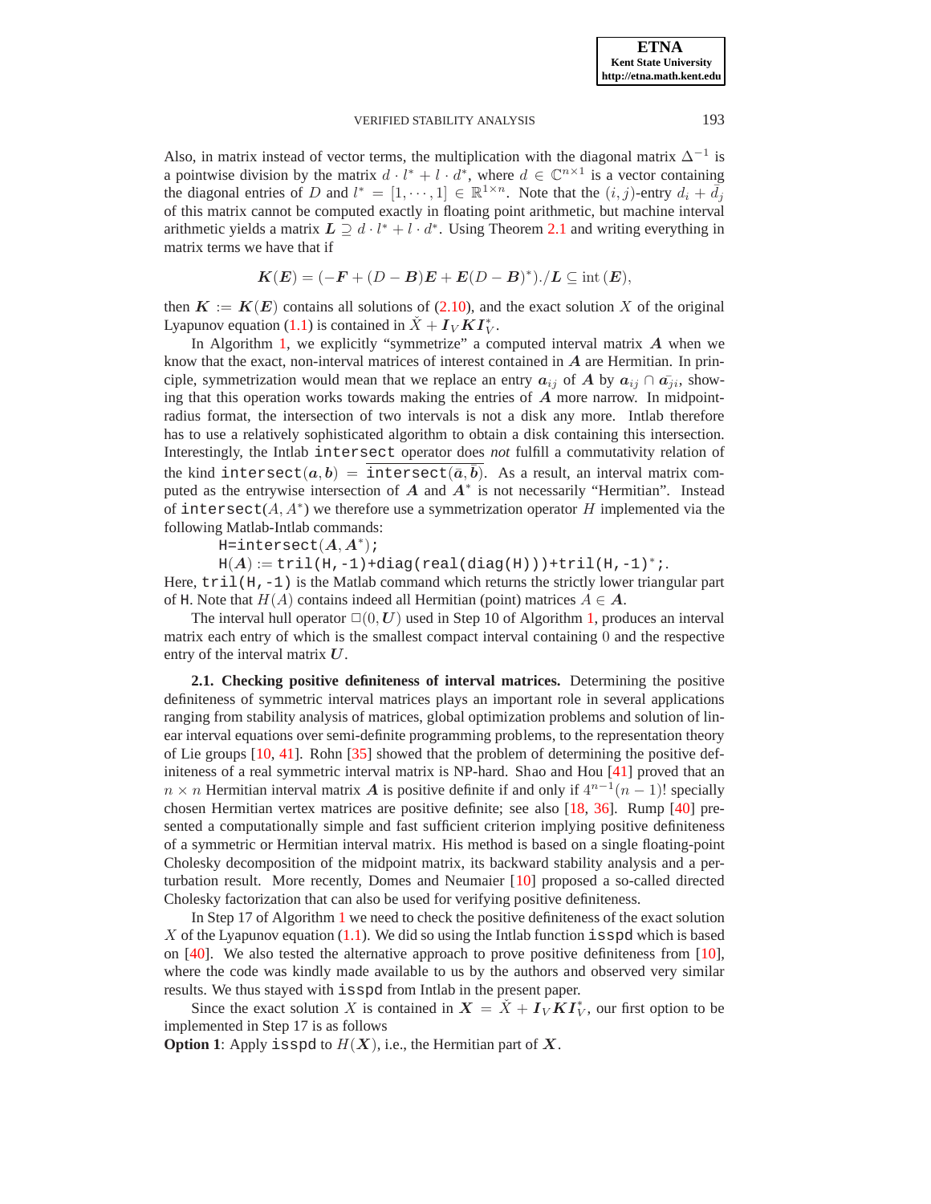Also, in matrix instead of vector terms, the multiplication with the diagonal matrix $\Delta^{-1}$ is a pointwise division by the matrix $d \cdot l^* + l \cdot d^*$, where $d \in \mathbb{C}^{n\times 1}$ is a vector containing the diagonal entries of $D$ and $l^* = [1, \cdots, 1] \in \mathbb{R}^{1\times n}$. Note that the $(i, j)$-entry $d_i + \bar{d}_j$ of this matrix cannot be computed exactly in floating point arithmetic, but machine interval arithmetic yields a matrix $\boldsymbol{L} \supseteq d \cdot l^* + l \cdot d^*$. Using Theorem 2.1 and writing everything in matrix terms we have that if

$$\boldsymbol{K}(\boldsymbol{E}) = (-\boldsymbol{F} + (D - \boldsymbol{B})\boldsymbol{E} + \boldsymbol{E}(D - \boldsymbol{B})^*)./\boldsymbol{L} \subseteq \mathrm{int}\,(\boldsymbol{E}),$$

then $\boldsymbol{K} := \boldsymbol{K}(\boldsymbol{E})$ contains all solutions of (2.10), and the exact solution $X$ of the original Lyapunov equation (1.1) is contained in $\check{X} + \boldsymbol{I}_V \boldsymbol{K} \boldsymbol{I}_V^*$.

In Algorithm 1, we explicitly "symmetrize" a computed interval matrix $\boldsymbol{A}$ when we know that the exact, non-interval matrices of interest contained in $\boldsymbol{A}$ are Hermitian. In principle, symmetrization would mean that we replace an entry $\boldsymbol{a}_{ij}$ of $\boldsymbol{A}$ by $\boldsymbol{a}_{ij} \cap \bar{\boldsymbol{a}_{ji}}$, showing that this operation works towards making the entries of $\boldsymbol{A}$ more narrow. In midpoint-radius format, the intersection of two intervals is not a disk any more. Intlab therefore has to use a relatively sophisticated algorithm to obtain a disk containing this intersection. Interestingly, the Intlab `intersect` operator does *not* fulfill a commutativity relation of the kind $\texttt{intersect}(\boldsymbol{a}, \boldsymbol{b}) = \overline{\texttt{intersect}(\bar{\boldsymbol{a}}, \bar{\boldsymbol{b}})}$. As a result, an interval matrix computed as the entrywise intersection of $\boldsymbol{A}$ and $\boldsymbol{A}^*$ is not necessarily "Hermitian". Instead of $\texttt{intersect}(A, A^*)$ we therefore use a symmetrization operator $H$ implemented via the following Matlab-Intlab commands:

```
H=intersect(A,A*);
H(A):=tril(H,-1)+diag(real(diag(H)))+tril(H,-1)*;.
```

Here, `tril(H,-1)` is the Matlab command which returns the strictly lower triangular part of `H`. Note that $H(\boldsymbol{A})$ contains indeed all Hermitian (point) matrices $A \in \boldsymbol{A}$.

The interval hull operator $\square(0, \boldsymbol{U})$ used in Step 10 of Algorithm 1, produces an interval matrix each entry of which is the smallest compact interval containing $0$ and the respective entry of the interval matrix $\boldsymbol{U}$.

**2.1. Checking positive definiteness of interval matrices.** Determining the positive definiteness of symmetric interval matrices plays an important role in several applications ranging from stability analysis of matrices, global optimization problems and solution of linear interval equations over semi-definite programming problems, to the representation theory of Lie groups [10, 41]. Rohn [35] showed that the problem of determining the positive definiteness of a real symmetric interval matrix is NP-hard. Shao and Hou [41] proved that an $n \times n$ Hermitian interval matrix $\boldsymbol{A}$ is positive definite if and only if $4^{n-1}(n-1)!$ specially chosen Hermitian vertex matrices are positive definite; see also [18, 36]. Rump [40] presented a computationally simple and fast sufficient criterion implying positive definiteness of a symmetric or Hermitian interval matrix. His method is based on a single floating-point Cholesky decomposition of the midpoint matrix, its backward stability analysis and a perturbation result. More recently, Domes and Neumaier [10] proposed a so-called directed Cholesky factorization that can also be used for verifying positive definiteness.

In Step 17 of Algorithm 1 we need to check the positive definiteness of the exact solution $X$ of the Lyapunov equation (1.1). We did so using the Intlab function `isspd` which is based on [40]. We also tested the alternative approach to prove positive definiteness from [10], where the code was kindly made available to us by the authors and observed very similar results. We thus stayed with `isspd` from Intlab in the present paper.

Since the exact solution $X$ is contained in $\boldsymbol{X} = \check{X} + \boldsymbol{I}_V \boldsymbol{K} \boldsymbol{I}_V^*$, our first option to be implemented in Step 17 is as follows

**Option 1**: Apply `isspd` to $H(\boldsymbol{X})$, i.e., the Hermitian part of $\boldsymbol{X}$.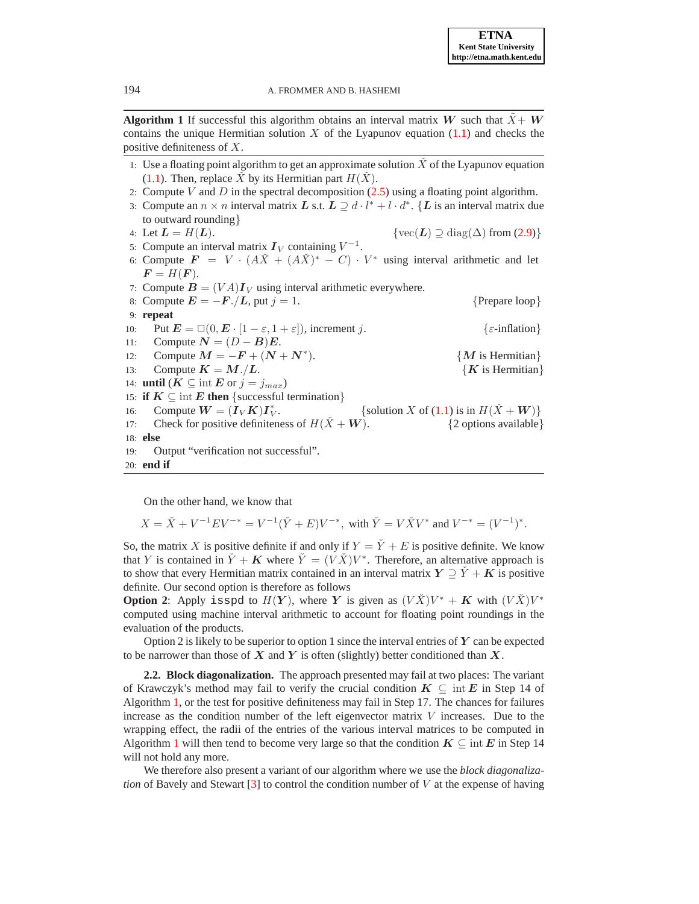**Algorithm 1** If successful this algorithm obtains an interval matrix $\boldsymbol{W}$ such that $\check{X}+\boldsymbol{W}$ contains the unique Hermitian solution $X$ of the Lyapunov equation (1.1) and checks the positive definiteness of $X$.

1: Use a floating point algorithm to get an approximate solution $\check{X}$ of the Lyapunov equation (1.1). Then, replace $\check{X}$ by its Hermitian part $H(\check{X})$.
2: Compute $V$ and $D$ in the spectral decomposition (2.5) using a floating point algorithm.
3: Compute an $n \times n$ interval matrix $\boldsymbol{L}$ s.t. $\boldsymbol{L} \supseteq d \cdot l^* + l \cdot d^*$. {$\boldsymbol{L}$ is an interval matrix due to outward rounding}
4: Let $\boldsymbol{L} = H(\boldsymbol{L})$. {$\mathrm{vec}(\boldsymbol{L}) \supseteq \mathrm{diag}(\Delta)$ from (2.9)}
5: Compute an interval matrix $\boldsymbol{I}_V$ containing $V^{-1}$.
6: Compute $\boldsymbol{F} = V \cdot (A\check{X} + (A\check{X})^* - C) \cdot V^*$ using interval arithmetic and let $\boldsymbol{F} = H(\boldsymbol{F})$.
7: Compute $\boldsymbol{B} = (VA)\boldsymbol{I}_V$ using interval arithmetic everywhere.
8: Compute $\boldsymbol{E} = -\boldsymbol{F}./\boldsymbol{L}$, put $j = 1$. {Prepare loop}
9: **repeat**
10: Put $\boldsymbol{E} = \square(0, \boldsymbol{E} \cdot [1-\varepsilon, 1+\varepsilon])$, increment $j$. {$\varepsilon$-inflation}
11: Compute $\boldsymbol{N} = (D - \boldsymbol{B})\boldsymbol{E}$.
12: Compute $\boldsymbol{M} = -\boldsymbol{F} + (\boldsymbol{N} + \boldsymbol{N}^*)$. {$\boldsymbol{M}$ is Hermitian}
13: Compute $\boldsymbol{K} = \boldsymbol{M}./\boldsymbol{L}$. {$\boldsymbol{K}$ is Hermitian}
14: **until** ($\boldsymbol{K} \subseteq \mathrm{int}\, \boldsymbol{E}$ or $j = j_{max}$)
15: **if** $\boldsymbol{K} \subseteq \mathrm{int}\, \boldsymbol{E}$ **then** {successful termination}
16: Compute $\boldsymbol{W} = (\boldsymbol{I}_V \boldsymbol{K})\boldsymbol{I}_V^*$. {solution $X$ of (1.1) is in $H(\check{X} + \boldsymbol{W})$}
17: Check for positive definiteness of $H(\check{X} + \boldsymbol{W})$. {2 options available}
18: **else**
19: Output "verification not successful".
20: **end if**

On the other hand, we know that

$$X = \check{X} + V^{-1}EV^{-*} = V^{-1}(\check{Y} + E)V^{-*}, \text{ with } \check{Y} = V\check{X}V^* \text{ and } V^{-*} = (V^{-1})^*.$$

So, the matrix $X$ is positive definite if and only if $Y = \check{Y} + E$ is positive definite. We know that $Y$ is contained in $\check{Y} + \boldsymbol{K}$ where $\check{Y} = (V\check{X})V^*$. Therefore, an alternative approach is to show that every Hermitian matrix contained in an interval matrix $\boldsymbol{Y} \supseteq \check{Y} + \boldsymbol{K}$ is positive definite. Our second option is therefore as follows

**Option 2**: Apply isspd to $H(\boldsymbol{Y})$, where $\boldsymbol{Y}$ is given as $(V\check{X})V^* + \boldsymbol{K}$ with $(V\check{X})V^*$ computed using machine interval arithmetic to account for floating point roundings in the evaluation of the products.

Option 2 is likely to be superior to option 1 since the interval entries of $\boldsymbol{Y}$ can be expected to be narrower than those of $\boldsymbol{X}$ and $\boldsymbol{Y}$ is often (slightly) better conditioned than $\boldsymbol{X}$.

**2.2. Block diagonalization.** The approach presented may fail at two places: The variant of Krawczyk's method may fail to verify the crucial condition $\boldsymbol{K} \subseteq \mathrm{int}\, \boldsymbol{E}$ in Step 14 of Algorithm 1, or the test for positive definiteness may fail in Step 17. The chances for failures increase as the condition number of the left eigenvector matrix $V$ increases. Due to the wrapping effect, the radii of the entries of the various interval matrices to be computed in Algorithm 1 will then tend to become very large so that the condition $\boldsymbol{K} \subseteq \mathrm{int}\, \boldsymbol{E}$ in Step 14 will not hold any more.

We therefore also present a variant of our algorithm where we use the *block diagonalization* of Bavely and Stewart [3] to control the condition number of $V$ at the expense of having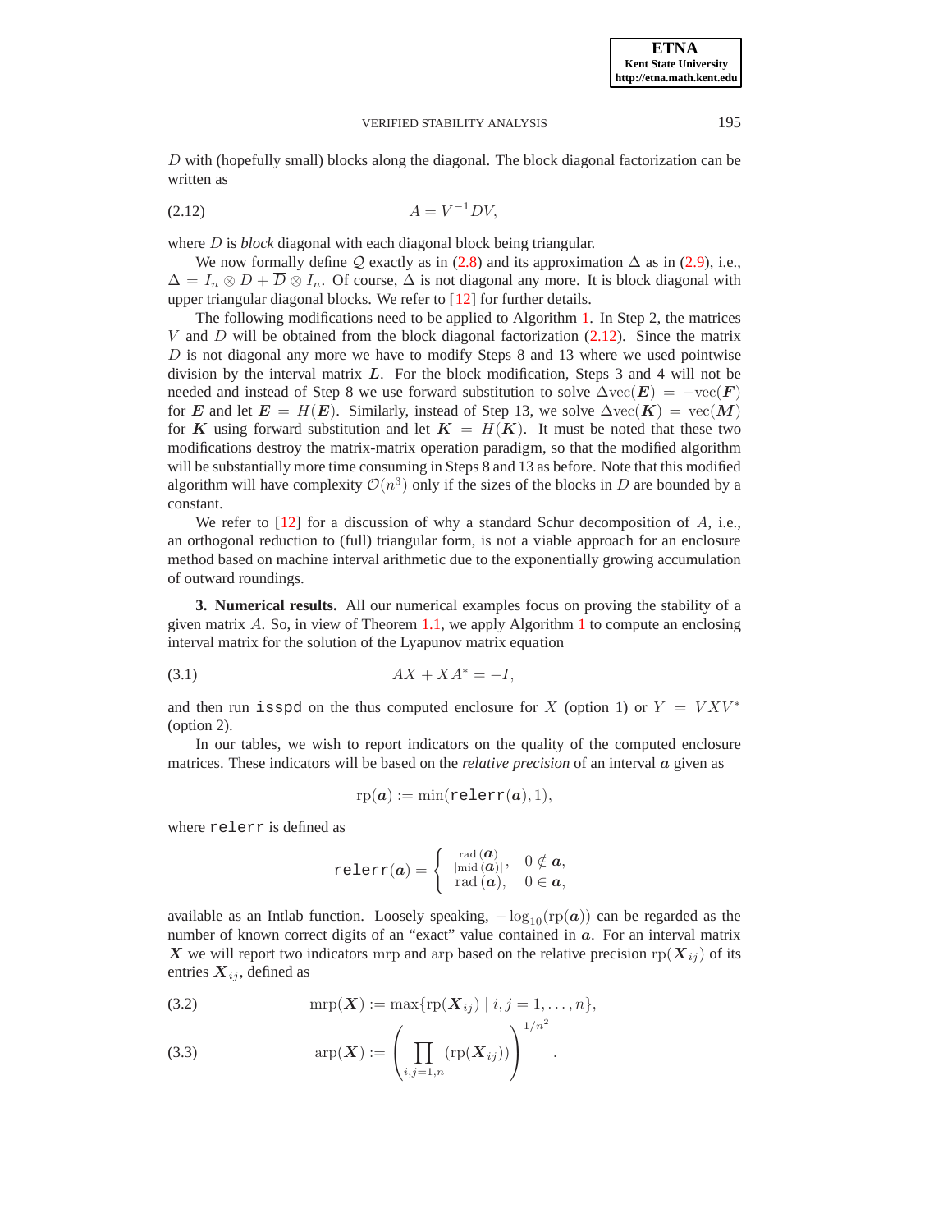$D$ with (hopefully small) blocks along the diagonal. The block diagonal factorization can be written as

$$A = V^{-1}DV, \tag{2.12}$$

where $D$ is *block* diagonal with each diagonal block being triangular.

We now formally define $\mathcal{Q}$ exactly as in (2.8) and its approximation $\Delta$ as in (2.9), i.e., $\Delta = I_n \otimes D + \overline{D} \otimes I_n$. Of course, $\Delta$ is not diagonal any more. It is block diagonal with upper triangular diagonal blocks. We refer to [12] for further details.

The following modifications need to be applied to Algorithm 1. In Step 2, the matrices $V$ and $D$ will be obtained from the block diagonal factorization (2.12). Since the matrix $D$ is not diagonal any more we have to modify Steps 8 and 13 where we used pointwise division by the interval matrix $\boldsymbol{L}$. For the block modification, Steps 3 and 4 will not be needed and instead of Step 8 we use forward substitution to solve $\Delta \mathrm{vec}(\boldsymbol{E}) = -\mathrm{vec}(\boldsymbol{F})$ for $\boldsymbol{E}$ and let $\boldsymbol{E} = H(\boldsymbol{E})$. Similarly, instead of Step 13, we solve $\Delta \mathrm{vec}(\boldsymbol{K}) = \mathrm{vec}(\boldsymbol{M})$ for $\boldsymbol{K}$ using forward substitution and let $\boldsymbol{K} = H(\boldsymbol{K})$. It must be noted that these two modifications destroy the matrix-matrix operation paradigm, so that the modified algorithm will be substantially more time consuming in Steps 8 and 13 as before. Note that this modified algorithm will have complexity $\mathcal{O}(n^3)$ only if the sizes of the blocks in $D$ are bounded by a constant.

We refer to [12] for a discussion of why a standard Schur decomposition of $A$, i.e., an orthogonal reduction to (full) triangular form, is not a viable approach for an enclosure method based on machine interval arithmetic due to the exponentially growing accumulation of outward roundings.

**3. Numerical results.** All our numerical examples focus on proving the stability of a given matrix $A$. So, in view of Theorem 1.1, we apply Algorithm 1 to compute an enclosing interval matrix for the solution of the Lyapunov matrix equation

$$AX + XA^* = -I, \tag{3.1}$$

and then run `isspd` on the thus computed enclosure for $X$ (option 1) or $Y = VXV^*$ (option 2).

In our tables, we wish to report indicators on the quality of the computed enclosure matrices. These indicators will be based on the *relative precision* of an interval $\boldsymbol{a}$ given as

$$\mathrm{rp}(\boldsymbol{a}) := \min(\texttt{relerr}(\boldsymbol{a}), 1),$$

where `relerr` is defined as

$$\texttt{relerr}(\boldsymbol{a}) = \begin{cases} \frac{\mathrm{rad}\,(\boldsymbol{a})}{|\mathrm{mid}\,(\boldsymbol{a})|}, & 0 \notin \boldsymbol{a}, \\ \mathrm{rad}\,(\boldsymbol{a}), & 0 \in \boldsymbol{a}, \end{cases}$$

available as an Intlab function. Loosely speaking, $-\log_{10}(\mathrm{rp}(\boldsymbol{a}))$ can be regarded as the number of known correct digits of an "exact" value contained in $\boldsymbol{a}$. For an interval matrix $\boldsymbol{X}$ we will report two indicators $\mathrm{mrp}$ and $\mathrm{arp}$ based on the relative precision $\mathrm{rp}(\boldsymbol{X}_{ij})$ of its entries $\boldsymbol{X}_{ij}$, defined as

$$\mathrm{mrp}(\boldsymbol{X}) := \max\{\mathrm{rp}(\boldsymbol{X}_{ij}) \mid i, j = 1, \ldots, n\}, \tag{3.2}$$

$$\mathrm{arp}(\boldsymbol{X}) := \left( \prod_{i,j=1,n} (\mathrm{rp}(\boldsymbol{X}_{ij})) \right)^{1/n^2}. \tag{3.3}$$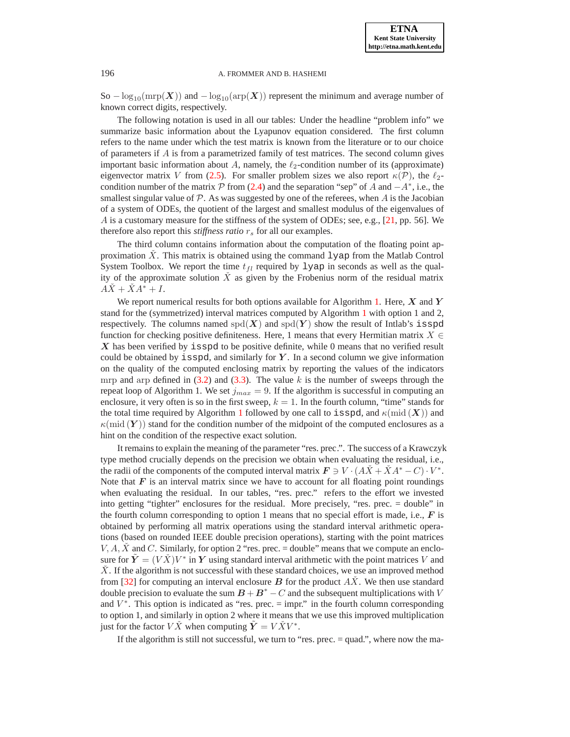So $-\log_{10}(\mathrm{mrp}(\boldsymbol{X}))$ and $-\log_{10}(\mathrm{arp}(\boldsymbol{X}))$ represent the minimum and average number of known correct digits, respectively.

The following notation is used in all our tables: Under the headline "problem info" we summarize basic information about the Lyapunov equation considered. The first column refers to the name under which the test matrix is known from the literature or to our choice of parameters if $A$ is from a parametrized family of test matrices. The second column gives important basic information about $A$, namely, the $\ell_2$-condition number of its (approximate) eigenvector matrix $V$ from (2.5). For smaller problem sizes we also report $\kappa(\mathcal{P})$, the $\ell_2$-condition number of the matrix $\mathcal{P}$ from (2.4) and the separation "sep" of $A$ and $-A^*$, i.e., the smallest singular value of $\mathcal{P}$. As was suggested by one of the referees, when $A$ is the Jacobian of a system of ODEs, the quotient of the largest and smallest modulus of the eigenvalues of $A$ is a customary measure for the stiffness of the system of ODEs; see, e.g., [21, pp. 56]. We therefore also report this *stiffness ratio* $r_s$ for all our examples.

The third column contains information about the computation of the floating point approximation $\check{X}$. This matrix is obtained using the command `lyap` from the Matlab Control System Toolbox. We report the time $t_{fl}$ required by `lyap` in seconds as well as the quality of the approximate solution $\check{X}$ as given by the Frobenius norm of the residual matrix $A\check{X} + \check{X}A^* + I$.

We report numerical results for both options available for Algorithm 1. Here, $\boldsymbol{X}$ and $\boldsymbol{Y}$ stand for the (symmetrized) interval matrices computed by Algorithm 1 with option 1 and 2, respectively. The columns named $\mathrm{spd}(\boldsymbol{X})$ and $\mathrm{spd}(\boldsymbol{Y})$ show the result of Intlab's `isspd` function for checking positive definiteness. Here, 1 means that every Hermitian matrix $X \in \boldsymbol{X}$ has been verified by `isspd` to be positive definite, while 0 means that no verified result could be obtained by `isspd`, and similarly for $\boldsymbol{Y}$. In a second column we give information on the quality of the computed enclosing matrix by reporting the values of the indicators mrp and arp defined in (3.2) and (3.3). The value $k$ is the number of sweeps through the repeat loop of Algorithm 1. We set $j_{max} = 9$. If the algorithm is successful in computing an enclosure, it very often is so in the first sweep, $k = 1$. In the fourth column, "time" stands for the total time required by Algorithm 1 followed by one call to `isspd`, and $\kappa(\mathrm{mid}\,(\boldsymbol{X}))$ and $\kappa(\mathrm{mid}\,(\boldsymbol{Y}))$ stand for the condition number of the midpoint of the computed enclosures as a hint on the condition of the respective exact solution.

It remains to explain the meaning of the parameter "res. prec.". The success of a Krawczyk type method crucially depends on the precision we obtain when evaluating the residual, i.e., the radii of the components of the computed interval matrix $\boldsymbol{F} \ni V \cdot (A\check{X} + \check{X}A^* - C) \cdot V^*$. Note that $\boldsymbol{F}$ is an interval matrix since we have to account for all floating point roundings when evaluating the residual. In our tables, "res. prec." refers to the effort we invested into getting "tighter" enclosures for the residual. More precisely, "res. prec. = double" in the fourth column corresponding to option 1 means that no special effort is made, i.e., $\boldsymbol{F}$ is obtained by performing all matrix operations using the standard interval arithmetic operations (based on rounded IEEE double precision operations), starting with the point matrices $V, A, \check{X}$ and $C$. Similarly, for option 2 "res. prec. = double" means that we compute an enclosure for $\tilde{Y} = (V\check{X})V^*$ in $\boldsymbol{Y}$ using standard interval arithmetic with the point matrices $V$ and $\check{X}$. If the algorithm is not successful with these standard choices, we use an improved method from [32] for computing an interval enclosure $\boldsymbol{B}$ for the product $A\check{X}$. We then use standard double precision to evaluate the sum $\boldsymbol{B} + \boldsymbol{B}^* - C$ and the subsequent multiplications with $V$ and $V^*$. This option is indicated as "res. prec. = impr." in the fourth column corresponding to option 1, and similarly in option 2 where it means that we use this improved multiplication just for the factor $V\check{X}$ when computing $\tilde{Y} = V\check{X}V^*$.

If the algorithm is still not successful, we turn to "res. prec. = quad.", where now the ma-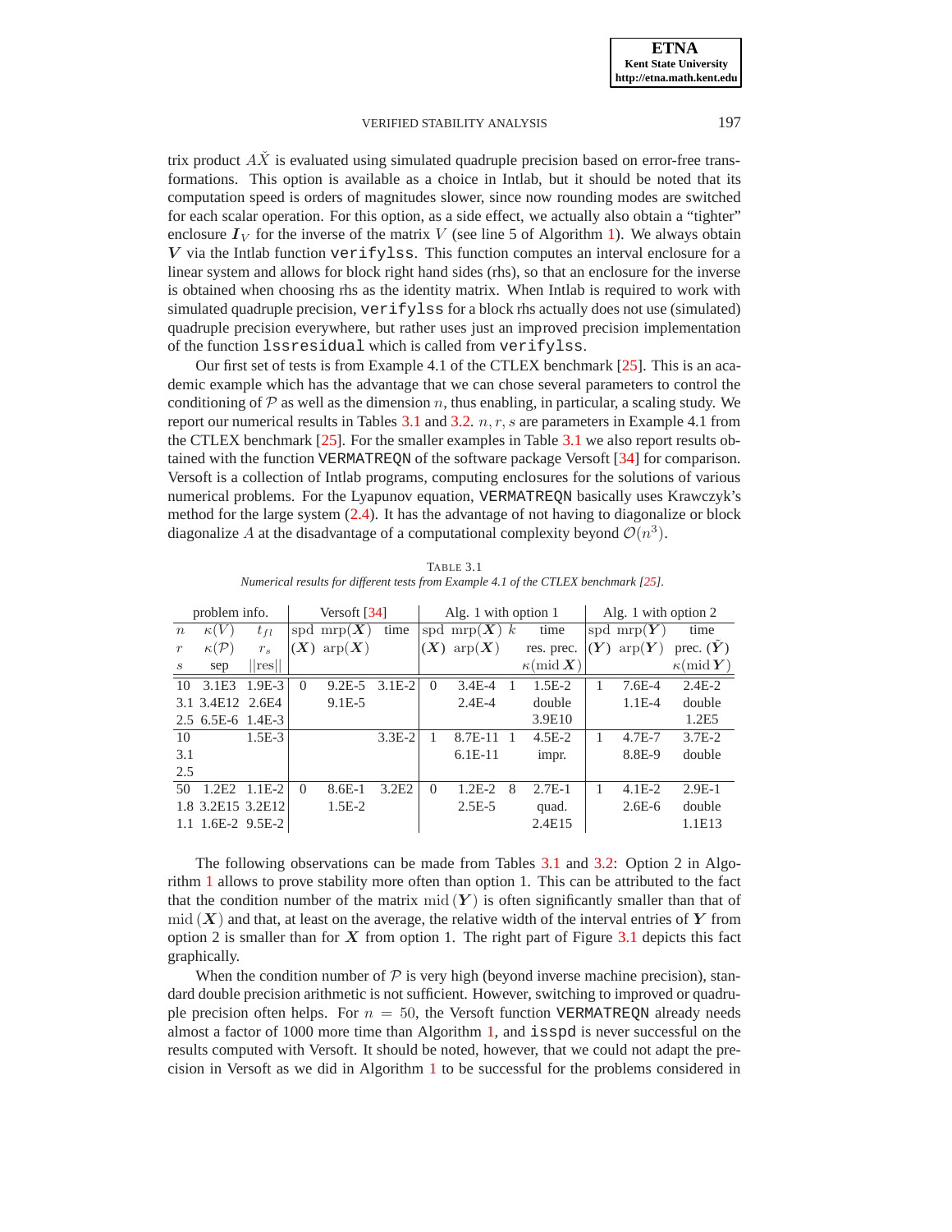trix product $A\check{X}$ is evaluated using simulated quadruple precision based on error-free transformations. This option is available as a choice in Intlab, but it should be noted that its computation speed is orders of magnitudes slower, since now rounding modes are switched for each scalar operation. For this option, as a side effect, we actually also obtain a "tighter" enclosure $\boldsymbol{I}_V$ for the inverse of the matrix $V$ (see line 5 of Algorithm 1). We always obtain $\boldsymbol{V}$ via the Intlab function `verifylss`. This function computes an interval enclosure for a linear system and allows for block right hand sides (rhs), so that an enclosure for the inverse is obtained when choosing rhs as the identity matrix. When Intlab is required to work with simulated quadruple precision, `verifylss` for a block rhs actually does not use (simulated) quadruple precision everywhere, but rather uses just an improved precision implementation of the function `lssresidual` which is called from `verifylss`.

Our first set of tests is from Example 4.1 of the CTLEX benchmark [25]. This is an academic example which has the advantage that we can chose several parameters to control the conditioning of $\mathcal{P}$ as well as the dimension $n$, thus enabling, in particular, a scaling study. We report our numerical results in Tables 3.1 and 3.2. $n, r, s$ are parameters in Example 4.1 from the CTLEX benchmark [25]. For the smaller examples in Table 3.1 we also report results obtained with the function `VERMATREQN` of the software package Versoft [34] for comparison. Versoft is a collection of Intlab programs, computing enclosures for the solutions of various numerical problems. For the Lyapunov equation, `VERMATREQN` basically uses Krawczyk's method for the large system (2.4). It has the advantage of not having to diagonalize or block diagonalize $A$ at the disadvantage of a computational complexity beyond $\mathcal{O}(n^3)$.

TABLE 3.1
*Numerical results for different tests from Example 4.1 of the CTLEX benchmark [25].*

| problem info. | | | Versoft [34] | | | Alg. 1 with option 1 | | | | Alg. 1 with option 2 | | |
|---|---|---|---|---|---|---|---|---|---|---|---|---|
| $n$ / $r$ / $s$ | $\kappa(V)$ / $\kappa(\mathcal{P})$ / sep | $t_{fl}$ / $r_s$ / $\|\|$res$\|\|$ | spd $(\boldsymbol{X})$ | mrp$(\boldsymbol{X})$ / arp$(\boldsymbol{X})$ | time | spd $(\boldsymbol{X})$ | mrp$(\boldsymbol{X})$ / arp$(\boldsymbol{X})$ | $k$ | time / res. prec. / $\kappa($mid $\boldsymbol{X})$ | spd $(\boldsymbol{Y})$ | mrp$(\boldsymbol{Y})$ / arp$(\boldsymbol{Y})$ | time / prec. $(\tilde{\boldsymbol{Y}})$ / $\kappa($mid $\boldsymbol{Y})$ |
| 10 | 3.1E3 | 1.9E-3 | 0 | 9.2E-5 | 3.1E-2 | 0 | 3.4E-4 | 1 | 1.5E-2 | 1 | 7.6E-4 | 2.4E-2 |
| 3.1 | 3.4E12 | 2.6E4 | | 9.1E-5 | | | 2.4E-4 | | double | | 1.1E-4 | double |
| 2.5 | 6.5E-6 | 1.4E-3 | | | | | | | 3.9E10 | | | 1.2E5 |
| 10 | | 1.5E-3 | | | 3.3E-2 | 1 | 8.7E-11 | 1 | 4.5E-2 | 1 | 4.7E-7 | 3.7E-2 |
| 3.1 | | | | | | | 6.1E-11 | | impr. | | 8.8E-9 | double |
| 2.5 | | | | | | | | | | | | |
| 50 | 1.2E2 | 1.1E-2 | 0 | 8.6E-1 | 3.2E2 | 0 | 1.2E-2 | 8 | 2.7E-1 | 1 | 4.1E-2 | 2.9E-1 |
| 1.8 | 3.2E15 | 3.2E12 | | 1.5E-2 | | | 2.5E-5 | | quad. | | 2.6E-6 | double |
| 1.1 | 1.6E-2 | 9.5E-2 | | | | | | | 2.4E15 | | | 1.1E13 |

The following observations can be made from Tables 3.1 and 3.2: Option 2 in Algorithm 1 allows to prove stability more often than option 1. This can be attributed to the fact that the condition number of the matrix mid $(\boldsymbol{Y})$ is often significantly smaller than that of mid $(\boldsymbol{X})$ and that, at least on the average, the relative width of the interval entries of $\boldsymbol{Y}$ from option 2 is smaller than for $\boldsymbol{X}$ from option 1. The right part of Figure 3.1 depicts this fact graphically.

When the condition number of $\mathcal{P}$ is very high (beyond inverse machine precision), standard double precision arithmetic is not sufficient. However, switching to improved or quadruple precision often helps. For $n = 50$, the Versoft function `VERMATREQN` already needs almost a factor of 1000 more time than Algorithm 1, and `isspd` is never successful on the results computed with Versoft. It should be noted, however, that we could not adapt the precision in Versoft as we did in Algorithm 1 to be successful for the problems considered in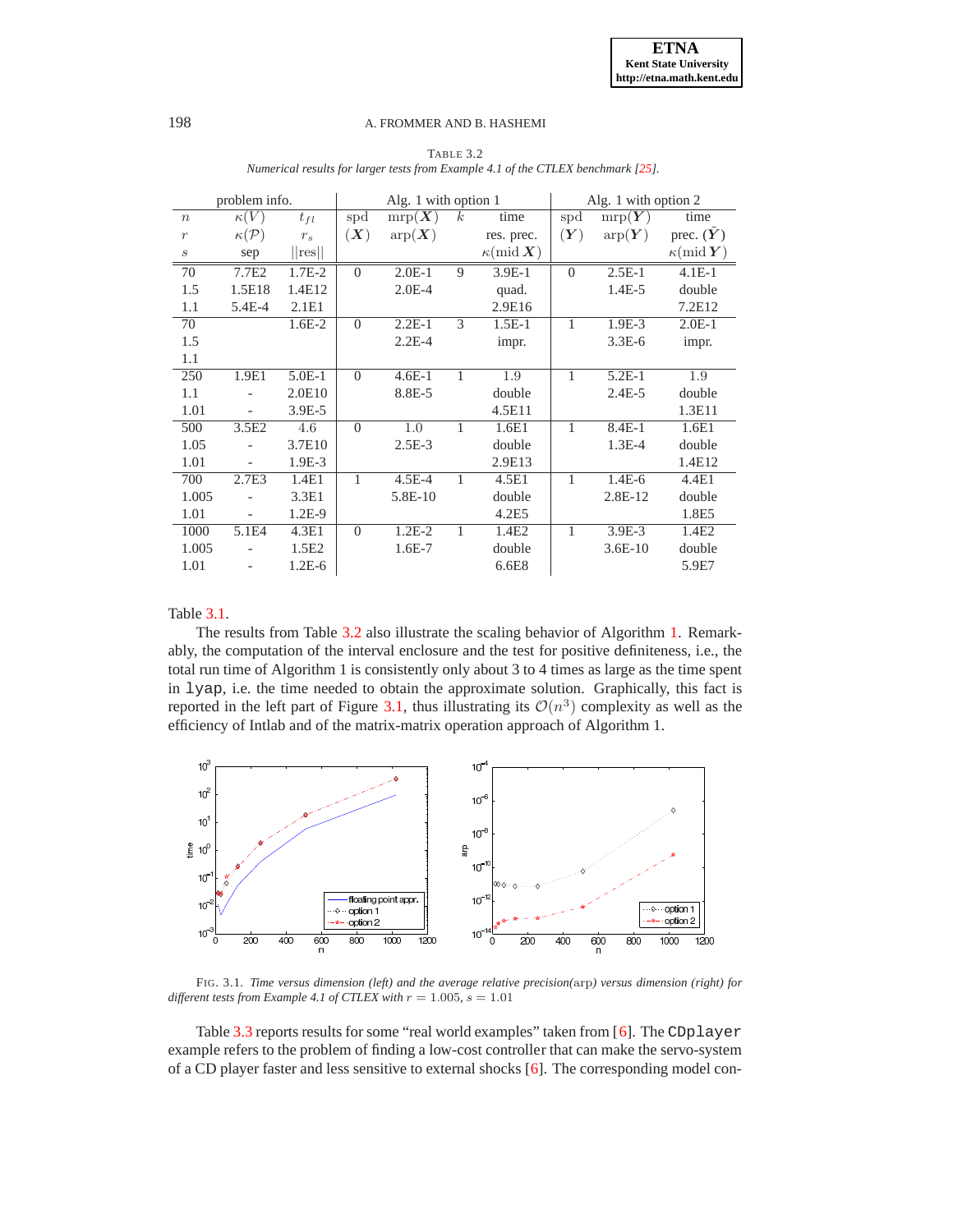TABLE 3.2
*Numerical results for larger tests from Example 4.1 of the CTLEX benchmark [25].*

| problem info. | | | Alg. 1 with option 1 | | | | Alg. 1 with option 2 | | |
|---|---|---|---|---|---|---|---|---|---|
| $n$ | $\kappa(V)$ | $t_{fl}$ | spd | $\mathrm{mrp}(\boldsymbol{X})$ | $k$ | time | spd | $\mathrm{mrp}(\boldsymbol{Y})$ | time |
| $r$ | $\kappa(\mathcal{P})$ | $r_s$ | $(\boldsymbol{X})$ | $\mathrm{arp}(\boldsymbol{X})$ | | res. prec. | $(\boldsymbol{Y})$ | $\mathrm{arp}(\boldsymbol{Y})$ | prec. $(\check{\boldsymbol{Y}})$ |
| $s$ | sep | $\|\|\mathrm{res}\|\|$ | | | | $\kappa(\mathrm{mid}\,\boldsymbol{X})$ | | | $\kappa(\mathrm{mid}\,\boldsymbol{Y})$ |
| 70 | 7.7E2 | 1.7E-2 | 0 | 2.0E-1 | 9 | 3.9E-1 | 0 | 2.5E-1 | 4.1E-1 |
| 1.5 | 1.5E18 | 1.4E12 | | 2.0E-4 | | quad. | | 1.4E-5 | double |
| 1.1 | 5.4E-4 | 2.1E1 | | | | 2.9E16 | | | 7.2E12 |
| 70 | | 1.6E-2 | 0 | 2.2E-1 | 3 | 1.5E-1 | 1 | 1.9E-3 | 2.0E-1 |
| 1.5 | | | | 2.2E-4 | | impr. | | 3.3E-6 | impr. |
| 1.1 | | | | | | | | | |
| 250 | 1.9E1 | 5.0E-1 | 0 | 4.6E-1 | 1 | 1.9 | 1 | 5.2E-1 | 1.9 |
| 1.1 | - | 2.0E10 | | 8.8E-5 | | double | | 2.4E-5 | double |
| 1.01 | - | 3.9E-5 | | | | 4.5E11 | | | 1.3E11 |
| 500 | 3.5E2 | 4.6 | 0 | 1.0 | 1 | 1.6E1 | 1 | 8.4E-1 | 1.6E1 |
| 1.05 | - | 3.7E10 | | 2.5E-3 | | double | | 1.3E-4 | double |
| 1.01 | - | 1.9E-3 | | | | 2.9E13 | | | 1.4E12 |
| 700 | 2.7E3 | 1.4E1 | 1 | 4.5E-4 | 1 | 4.5E1 | 1 | 1.4E-6 | 4.4E1 |
| 1.005 | - | 3.3E1 | | 5.8E-10 | | double | | 2.8E-12 | double |
| 1.01 | - | 1.2E-9 | | | | 4.2E5 | | | 1.8E5 |
| 1000 | 5.1E4 | 4.3E1 | 0 | 1.2E-2 | 1 | 1.4E2 | 1 | 3.9E-3 | 1.4E2 |
| 1.005 | - | 1.5E2 | | 1.6E-7 | | double | | 3.6E-10 | double |
| 1.01 | - | 1.2E-6 | | | | 6.6E8 | | | 5.9E7 |

Table 3.1.

The results from Table 3.2 also illustrate the scaling behavior of Algorithm 1. Remarkably, the computation of the interval enclosure and the test for positive definiteness, i.e., the total run time of Algorithm 1 is consistently only about 3 to 4 times as large as the time spent in `lyap`, i.e. the time needed to obtain the approximate solution. Graphically, this fact is reported in the left part of Figure 3.1, thus illustrating its $\mathcal{O}(n^3)$ complexity as well as the efficiency of Intlab and of the matrix-matrix operation approach of Algorithm 1.

FIG. 3.1. *Time versus dimension (left) and the average relative precision*($\mathrm{arp}$) *versus dimension (right) for different tests from Example 4.1 of CTLEX with* $r = 1.005$, $s = 1.01$

Table 3.3 reports results for some "real world examples" taken from [6]. The `CDplayer` example refers to the problem of finding a low-cost controller that can make the servo-system of a CD player faster and less sensitive to external shocks [6]. The corresponding model con-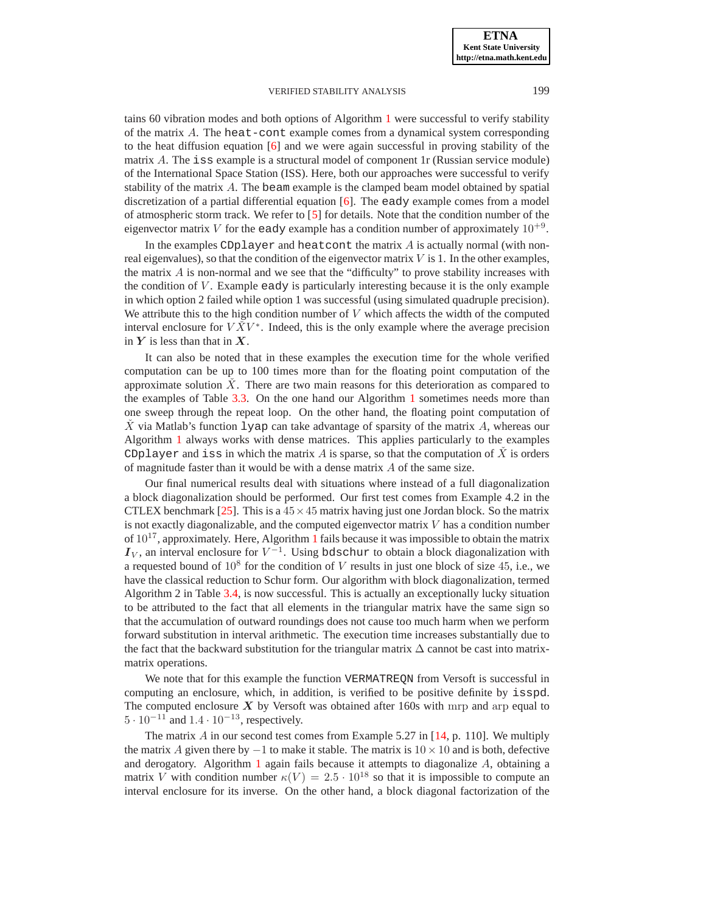tains 60 vibration modes and both options of Algorithm 1 were successful to verify stability of the matrix $A$. The `heat-cont` example comes from a dynamical system corresponding to the heat diffusion equation [6] and we were again successful in proving stability of the matrix $A$. The `iss` example is a structural model of component 1r (Russian service module) of the International Space Station (ISS). Here, both our approaches were successful to verify stability of the matrix $A$. The `beam` example is the clamped beam model obtained by spatial discretization of a partial differential equation [6]. The `eady` example comes from a model of atmospheric storm track. We refer to [5] for details. Note that the condition number of the eigenvector matrix $V$ for the `eady` example has a condition number of approximately $10^{+9}$.

In the examples `CDplayer` and `heatcont` the matrix $A$ is actually normal (with non-real eigenvalues), so that the condition of the eigenvector matrix $V$ is 1. In the other examples, the matrix $A$ is non-normal and we see that the "difficulty" to prove stability increases with the condition of $V$. Example `eady` is particularly interesting because it is the only example in which option 2 failed while option 1 was successful (using simulated quadruple precision). We attribute this to the high condition number of $V$ which affects the width of the computed interval enclosure for $V\check{X}V^*$. Indeed, this is the only example where the average precision in $\boldsymbol{Y}$ is less than that in $\boldsymbol{X}$.

It can also be noted that in these examples the execution time for the whole verified computation can be up to 100 times more than for the floating point computation of the approximate solution $\check{X}$. There are two main reasons for this deterioration as compared to the examples of Table 3.3. On the one hand our Algorithm 1 sometimes needs more than one sweep through the repeat loop. On the other hand, the floating point computation of $\check{X}$ via Matlab's function `lyap` can take advantage of sparsity of the matrix $A$, whereas our Algorithm 1 always works with dense matrices. This applies particularly to the examples `CDplayer` and `iss` in which the matrix $A$ is sparse, so that the computation of $\check{X}$ is orders of magnitude faster than it would be with a dense matrix $A$ of the same size.

Our final numerical results deal with situations where instead of a full diagonalization a block diagonalization should be performed. Our first test comes from Example 4.2 in the CTLEX benchmark [25]. This is a $45 \times 45$ matrix having just one Jordan block. So the matrix is not exactly diagonalizable, and the computed eigenvector matrix $V$ has a condition number of $10^{17}$, approximately. Here, Algorithm 1 fails because it was impossible to obtain the matrix $\boldsymbol{I}_V$, an interval enclosure for $V^{-1}$. Using `bdschur` to obtain a block diagonalization with a requested bound of $10^8$ for the condition of $V$ results in just one block of size $45$, i.e., we have the classical reduction to Schur form. Our algorithm with block diagonalization, termed Algorithm 2 in Table 3.4, is now successful. This is actually an exceptionally lucky situation to be attributed to the fact that all elements in the triangular matrix have the same sign so that the accumulation of outward roundings does not cause too much harm when we perform forward substitution in interval arithmetic. The execution time increases substantially due to the fact that the backward substitution for the triangular matrix $\Delta$ cannot be cast into matrix-matrix operations.

We note that for this example the function `VERMATREQN` from Versoft is successful in computing an enclosure, which, in addition, is verified to be positive definite by `isspd`. The computed enclosure $\boldsymbol{X}$ by Versoft was obtained after 160s with $\mathrm{mrp}$ and $\mathrm{arp}$ equal to $5 \cdot 10^{-11}$ and $1.4 \cdot 10^{-13}$, respectively.

The matrix $A$ in our second test comes from Example 5.27 in [14, p. 110]. We multiply the matrix $A$ given there by $-1$ to make it stable. The matrix is $10 \times 10$ and is both, defective and derogatory. Algorithm 1 again fails because it attempts to diagonalize $A$, obtaining a matrix $V$ with condition number $\kappa(V) = 2.5 \cdot 10^{18}$ so that it is impossible to compute an interval enclosure for its inverse. On the other hand, a block diagonal factorization of the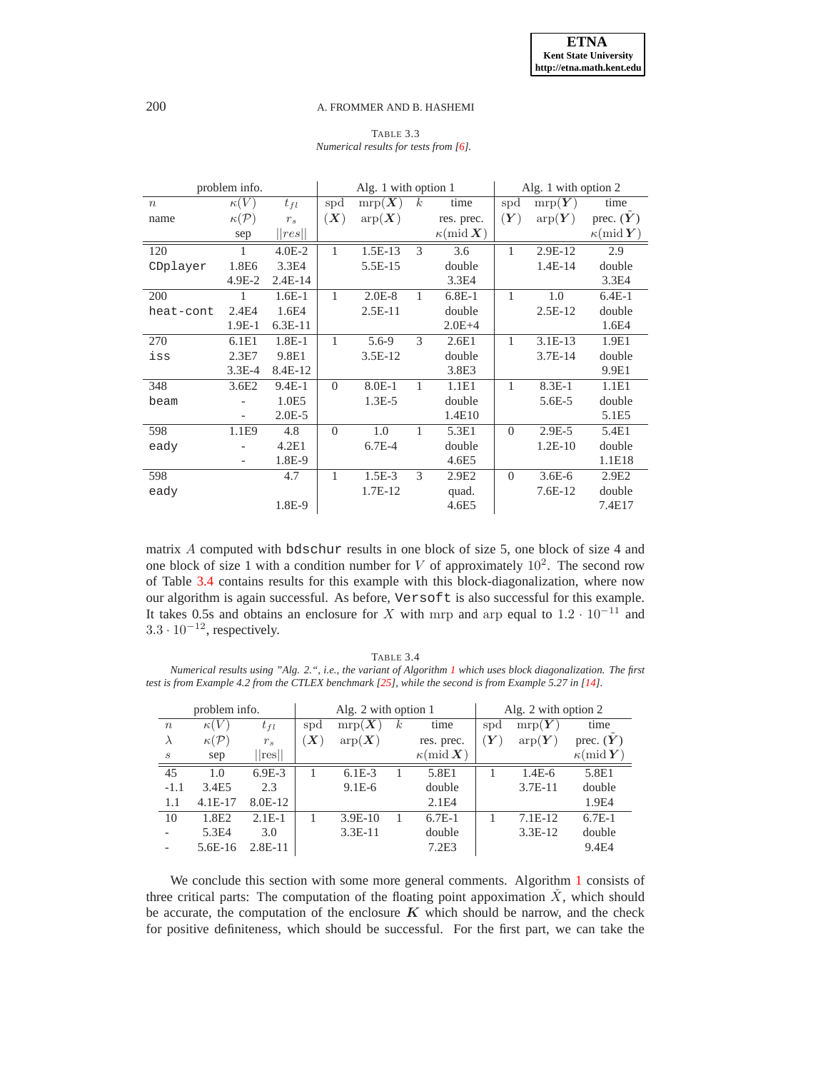TABLE 3.3
*Numerical results for tests from [6].*

| problem info. | | | Alg. 1 with option 1 | | | | Alg. 1 with option 2 | | |
|---|---|---|---|---|---|---|---|---|---|
| $n$ | $\kappa(V)$ | $t_{fl}$ | spd | $\mathrm{mrp}(\boldsymbol{X})$ | $k$ | time | spd | $\mathrm{mrp}(\boldsymbol{Y})$ | time |
| name | $\kappa(\mathcal{P})$ | $r_s$ | $(\boldsymbol{X})$ | $\mathrm{arp}(\boldsymbol{X})$ | | res. prec. | $(\boldsymbol{Y})$ | $\mathrm{arp}(\boldsymbol{Y})$ | prec. $(\check{\boldsymbol{Y}})$ |
| | sep | $\lVert res \rVert$ | | | | $\kappa(\mathrm{mid}\,\boldsymbol{X})$ | | | $\kappa(\mathrm{mid}\,\boldsymbol{Y})$ |
| 120 | 1 | 4.0E-2 | 1 | 1.5E-13 | 3 | 3.6 | 1 | 2.9E-12 | 2.9 |
| `CDplayer` | 1.8E6 | 3.3E4 | | 5.5E-15 | | double | | 1.4E-14 | double |
| | 4.9E-2 | 2.4E-14 | | | | 3.3E4 | | | 3.3E4 |
| 200 | 1 | 1.6E-1 | 1 | 2.0E-8 | 1 | 6.8E-1 | 1 | 1.0 | 6.4E-1 |
| `heat-cont` | 2.4E4 | 1.6E4 | | 2.5E-11 | | double | | 2.5E-12 | double |
| | 1.9E-1 | 6.3E-11 | | | | 2.0E+4 | | | 1.6E4 |
| 270 | 6.1E1 | 1.8E-1 | 1 | 5.6-9 | 3 | 2.6E1 | 1 | 3.1E-13 | 1.9E1 |
| `iss` | 2.3E7 | 9.8E1 | | 3.5E-12 | | double | | 3.7E-14 | double |
| | 3.3E-4 | 8.4E-12 | | | | 3.8E3 | | | 9.9E1 |
| 348 | 3.6E2 | 9.4E-1 | 0 | 8.0E-1 | 1 | 1.1E1 | 1 | 8.3E-1 | 1.1E1 |
| `beam` | - | 1.0E5 | | 1.3E-5 | | double | | 5.6E-5 | double |
| | - | 2.0E-5 | | | | 1.4E10 | | | 5.1E5 |
| 598 | 1.1E9 | 4.8 | 0 | 1.0 | 1 | 5.3E1 | 0 | 2.9E-5 | 5.4E1 |
| `eady` | - | 4.2E1 | | 6.7E-4 | | double | | 1.2E-10 | double |
| | - | 1.8E-9 | | | | 4.6E5 | | | 1.1E18 |
| 598 | | 4.7 | 1 | 1.5E-3 | 3 | 2.9E2 | 0 | 3.6E-6 | 2.9E2 |
| `eady` | | | | 1.7E-12 | | quad. | | 7.6E-12 | double |
| | | 1.8E-9 | | | | 4.6E5 | | | 7.4E17 |

matrix $A$ computed with `bdschur` results in one block of size 5, one block of size 4 and one block of size 1 with a condition number for $V$ of approximately $10^2$. The second row of Table 3.4 contains results for this example with this block-diagonalization, where now our algorithm is again successful. As before, `Versoft` is also successful for this example. It takes 0.5s and obtains an enclosure for $X$ with mrp and arp equal to $1.2 \cdot 10^{-11}$ and $3.3 \cdot 10^{-12}$, respectively.

TABLE 3.4
*Numerical results using "Alg. 2.", i.e., the variant of Algorithm 1 which uses block diagonalization. The first test is from Example 4.2 from the CTLEX benchmark [25], while the second is from Example 5.27 in [14].*

| problem info. | | | Alg. 2 with option 1 | | | | Alg. 2 with option 2 | | |
|---|---|---|---|---|---|---|---|---|---|
| $n$ | $\kappa(V)$ | $t_{fl}$ | spd | $\mathrm{mrp}(\boldsymbol{X})$ | $k$ | time | spd | $\mathrm{mrp}(\boldsymbol{Y})$ | time |
| $\lambda$ | $\kappa(\mathcal{P})$ | $r_s$ | $(\boldsymbol{X})$ | $\mathrm{arp}(\boldsymbol{X})$ | | res. prec. | $(\boldsymbol{Y})$ | $\mathrm{arp}(\boldsymbol{Y})$ | prec. $(\check{\boldsymbol{Y}})$ |
| $s$ | sep | $\lVert\mathrm{res}\rVert$ | | | | $\kappa(\mathrm{mid}\,\boldsymbol{X})$ | | | $\kappa(\mathrm{mid}\,\boldsymbol{Y})$ |
| 45 | 1.0 | 6.9E-3 | 1 | 6.1E-3 | 1 | 5.8E1 | 1 | 1.4E-6 | 5.8E1 |
| -1.1 | 3.4E5 | 2.3 | | 9.1E-6 | | double | | 3.7E-11 | double |
| 1.1 | 4.1E-17 | 8.0E-12 | | | | 2.1E4 | | | 1.9E4 |
| 10 | 1.8E2 | 2.1E-1 | 1 | 3.9E-10 | 1 | 6.7E-1 | 1 | 7.1E-12 | 6.7E-1 |
| - | 5.3E4 | 3.0 | | 3.3E-11 | | double | | 3.3E-12 | double |
| - | 5.6E-16 | 2.8E-11 | | | | 7.2E3 | | | 9.4E4 |

We conclude this section with some more general comments. Algorithm 1 consists of three critical parts: The computation of the floating point appoximation $\check{X}$, which should be accurate, the computation of the enclosure $\boldsymbol{K}$ which should be narrow, and the check for positive definiteness, which should be successful. For the first part, we can take the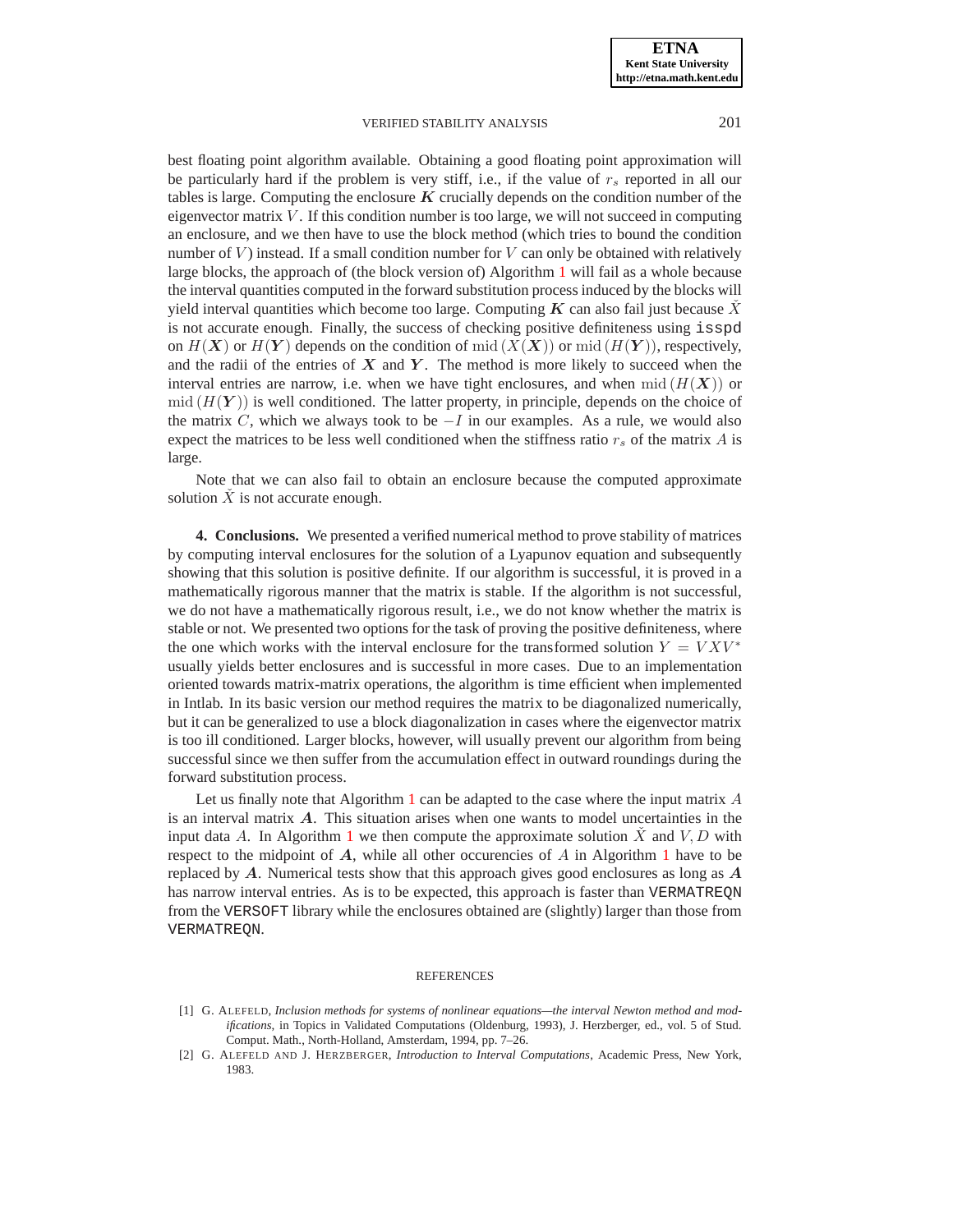best floating point algorithm available. Obtaining a good floating point approximation will be particularly hard if the problem is very stiff, i.e., if the value of $r_s$ reported in all our tables is large. Computing the enclosure $\boldsymbol{K}$ crucially depends on the condition number of the eigenvector matrix $V$. If this condition number is too large, we will not succeed in computing an enclosure, and we then have to use the block method (which tries to bound the condition number of $V$) instead. If a small condition number for $V$ can only be obtained with relatively large blocks, the approach of (the block version of) Algorithm 1 will fail as a whole because the interval quantities computed in the forward substitution process induced by the blocks will yield interval quantities which become too large. Computing $\boldsymbol{K}$ can also fail just because $\check{X}$ is not accurate enough. Finally, the success of checking positive definiteness using `isspd` on $H(\boldsymbol{X})$ or $H(\boldsymbol{Y})$ depends on the condition of $\operatorname{mid}(X(\boldsymbol{X}))$ or $\operatorname{mid}(H(\boldsymbol{Y}))$, respectively, and the radii of the entries of $\boldsymbol{X}$ and $\boldsymbol{Y}$. The method is more likely to succeed when the interval entries are narrow, i.e. when we have tight enclosures, and when $\operatorname{mid}(H(\boldsymbol{X}))$ or $\operatorname{mid}(H(\boldsymbol{Y}))$ is well conditioned. The latter property, in principle, depends on the choice of the matrix $C$, which we always took to be $-I$ in our examples. As a rule, we would also expect the matrices to be less well conditioned when the stiffness ratio $r_s$ of the matrix $A$ is large.

Note that we can also fail to obtain an enclosure because the computed approximate solution $\check{X}$ is not accurate enough.

**4. Conclusions.** We presented a verified numerical method to prove stability of matrices by computing interval enclosures for the solution of a Lyapunov equation and subsequently showing that this solution is positive definite. If our algorithm is successful, it is proved in a mathematically rigorous manner that the matrix is stable. If the algorithm is not successful, we do not have a mathematically rigorous result, i.e., we do not know whether the matrix is stable or not. We presented two options for the task of proving the positive definiteness, where the one which works with the interval enclosure for the transformed solution $Y = VXV^*$ usually yields better enclosures and is successful in more cases. Due to an implementation oriented towards matrix-matrix operations, the algorithm is time efficient when implemented in Intlab. In its basic version our method requires the matrix to be diagonalized numerically, but it can be generalized to use a block diagonalization in cases where the eigenvector matrix is too ill conditioned. Larger blocks, however, will usually prevent our algorithm from being successful since we then suffer from the accumulation effect in outward roundings during the forward substitution process.

Let us finally note that Algorithm 1 can be adapted to the case where the input matrix $A$ is an interval matrix $\boldsymbol{A}$. This situation arises when one wants to model uncertainties in the input data $A$. In Algorithm 1 we then compute the approximate solution $\check{X}$ and $V, D$ with respect to the midpoint of $\boldsymbol{A}$, while all other occurencies of $A$ in Algorithm 1 have to be replaced by $\boldsymbol{A}$. Numerical tests show that this approach gives good enclosures as long as $\boldsymbol{A}$ has narrow interval entries. As is to be expected, this approach is faster than `VERMATREQN` from the `VERSOFT` library while the enclosures obtained are (slightly) larger than those from `VERMATREQN`.

## REFERENCES

[1] G. ALEFELD, *Inclusion methods for systems of nonlinear equations—the interval Newton method and modifications*, in Topics in Validated Computations (Oldenburg, 1993), J. Herzberger, ed., vol. 5 of Stud. Comput. Math., North-Holland, Amsterdam, 1994, pp. 7–26.

[2] G. ALEFELD AND J. HERZBERGER, *Introduction to Interval Computations*, Academic Press, New York, 1983.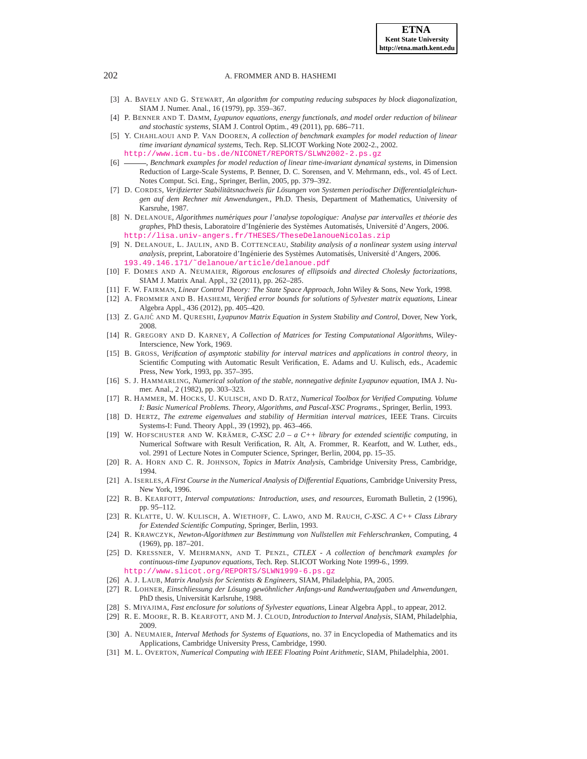[3] A. Bavely and G. Stewart, *An algorithm for computing reducing subspaces by block diagonalization*, SIAM J. Numer. Anal., 16 (1979), pp. 359–367.

[4] P. Benner and T. Damm, *Lyapunov equations, energy functionals, and model order reduction of bilinear and stochastic systems*, SIAM J. Control Optim., 49 (2011), pp. 686–711.

[5] Y. Chahlaoui and P. Van Dooren, *A collection of benchmark examples for model reduction of linear time invariant dynamical systems*, Tech. Rep. SLICOT Working Note 2002-2., 2002. http://www.icm.tu-bs.de/NICONET/REPORTS/SLWN2002-2.ps.gz

[6] ———, *Benchmark examples for model reduction of linear time-invariant dynamical systems*, in Dimension Reduction of Large-Scale Systems, P. Benner, D. C. Sorensen, and V. Mehrmann, eds., vol. 45 of Lect. Notes Comput. Sci. Eng., Springer, Berlin, 2005, pp. 379–392.

[7] D. Cordes, *Verifizierter Stabilitätsnachweis für Lösungen von Systemen periodischer Differentialgleichungen auf dem Rechner mit Anwendungen.*, Ph.D. Thesis, Department of Mathematics, University of Karsruhe, 1987.

[8] N. Delanoue, *Algorithmes numériques pour l'analyse topologique: Analyse par intervalles et théorie des graphes*, PhD thesis, Laboratoire d'Ingénierie des Systèmes Automatisés, Université d'Angers, 2006. http://lisa.univ-angers.fr/THESES/TheseDelanoueNicolas.zip

[9] N. Delanoue, L. Jaulin, and B. Cottenceau, *Stability analysis of a nonlinear system using interval analysis*, preprint, Laboratoire d'Ingénierie des Systèmes Automatisés, Université d'Angers, 2006. 193.49.146.171/~delanoue/article/delanoue.pdf

[10] F. Domes and A. Neumaier, *Rigorous enclosures of ellipsoids and directed Cholesky factorizations*, SIAM J. Matrix Anal. Appl., 32 (2011), pp. 262–285.

[11] F. W. Fairman, *Linear Control Theory: The State Space Approach*, John Wiley & Sons, New York, 1998.

[12] A. Frommer and B. Hashemi, *Verified error bounds for solutions of Sylvester matrix equations*, Linear Algebra Appl., 436 (2012), pp. 405–420.

[13] Z. Gajić and M. Qureshi, *Lyapunov Matrix Equation in System Stability and Control*, Dover, New York, 2008.

[14] R. Gregory and D. Karney, *A Collection of Matrices for Testing Computational Algorithms*, Wiley-Interscience, New York, 1969.

[15] B. Gross, *Verification of asymptotic stability for interval matrices and applications in control theory*, in Scientific Computing with Automatic Result Verification, E. Adams and U. Kulisch, eds., Academic Press, New York, 1993, pp. 357–395.

[16] S. J. Hammarling, *Numerical solution of the stable, nonnegative definite Lyapunov equation*, IMA J. Numer. Anal., 2 (1982), pp. 303–323.

[17] R. Hammer, M. Hocks, U. Kulisch, and D. Ratz, *Numerical Toolbox for Verified Computing. Volume I: Basic Numerical Problems. Theory, Algorithms, and Pascal-XSC Programs.*, Springer, Berlin, 1993.

[18] D. Hertz, *The extreme eigenvalues and stability of Hermitian interval matrices*, IEEE Trans. Circuits Systems-I: Fund. Theory Appl., 39 (1992), pp. 463–466.

[19] W. Hofschuster and W. Krämer, *C-XSC 2.0 – a C++ library for extended scientific computing*, in Numerical Software with Result Verification, R. Alt, A. Frommer, R. Kearfott, and W. Luther, eds., vol. 2991 of Lecture Notes in Computer Science, Springer, Berlin, 2004, pp. 15–35.

[20] R. A. Horn and C. R. Johnson, *Topics in Matrix Analysis*, Cambridge University Press, Cambridge, 1994.

[21] A. Iserles, *A First Course in the Numerical Analysis of Differential Equations*, Cambridge University Press, New York, 1996.

[22] R. B. Kearfott, *Interval computations: Introduction, uses, and resources*, Euromath Bulletin, 2 (1996), pp. 95–112.

[23] R. Klatte, U. W. Kulisch, A. Wiethoff, C. Lawo, and M. Rauch, *C-XSC. A C++ Class Library for Extended Scientific Computing*, Springer, Berlin, 1993.

[24] R. Krawczyk, *Newton-Algorithmen zur Bestimmung von Nullstellen mit Fehlerschranken*, Computing, 4 (1969), pp. 187–201.

[25] D. Kressner, V. Mehrmann, and T. Penzl, *CTLEX - A collection of benchmark examples for continuous-time Lyapunov equations*, Tech. Rep. SLICOT Working Note 1999-6., 1999. http://www.slicot.org/REPORTS/SLWN1999-6.ps.gz

[26] A. J. Laub, *Matrix Analysis for Scientists & Engineers*, SIAM, Philadelphia, PA, 2005.

[27] R. Lohner, *Einschliessung der Lösung gewöhnlicher Anfangs-und Randwertaufgaben und Anwendungen*, PhD thesis, Universität Karlsruhe, 1988.

[28] S. Miyajima, *Fast enclosure for solutions of Sylvester equations*, Linear Algebra Appl., to appear, 2012.

[29] R. E. Moore, R. B. Kearfott, and M. J. Cloud, *Introduction to Interval Analysis*, SIAM, Philadelphia, 2009.

[30] A. Neumaier, *Interval Methods for Systems of Equations*, no. 37 in Encyclopedia of Mathematics and its Applications, Cambridge University Press, Cambridge, 1990.

[31] M. L. Overton, *Numerical Computing with IEEE Floating Point Arithmetic*, SIAM, Philadelphia, 2001.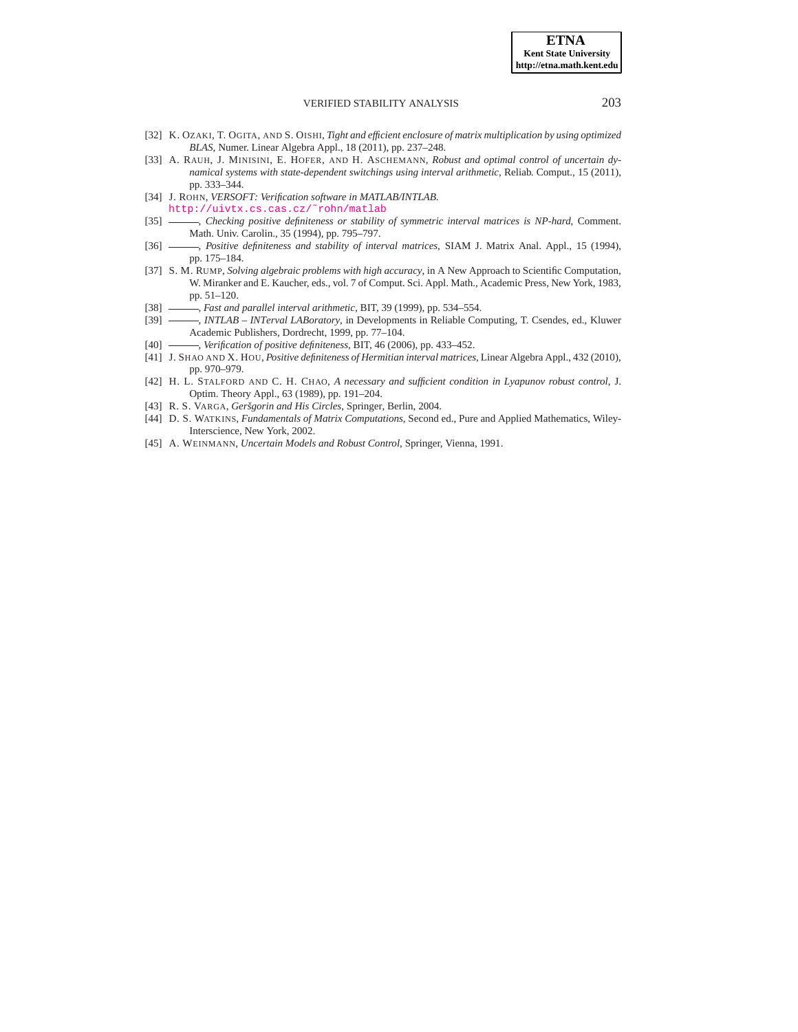[32] K. Ozaki, T. Ogita, and S. Oishi, *Tight and efficient enclosure of matrix multiplication by using optimized BLAS*, Numer. Linear Algebra Appl., 18 (2011), pp. 237–248.

[33] A. Rauh, J. Minisini, E. Hofer, and H. Aschemann, *Robust and optimal control of uncertain dynamical systems with state-dependent switchings using interval arithmetic*, Reliab. Comput., 15 (2011), pp. 333–344.

[34] J. Rohn, *VERSOFT: Verification software in MATLAB/INTLAB.* http://uivtx.cs.cas.cz/~rohn/matlab

[35] ———, *Checking positive definiteness or stability of symmetric interval matrices is NP-hard*, Comment. Math. Univ. Carolin., 35 (1994), pp. 795–797.

[36] ———, *Positive definiteness and stability of interval matrices*, SIAM J. Matrix Anal. Appl., 15 (1994), pp. 175–184.

[37] S. M. Rump, *Solving algebraic problems with high accuracy*, in A New Approach to Scientific Computation, W. Miranker and E. Kaucher, eds., vol. 7 of Comput. Sci. Appl. Math., Academic Press, New York, 1983, pp. 51–120.

[38] ———, *Fast and parallel interval arithmetic*, BIT, 39 (1999), pp. 534–554.

[39] ———, *INTLAB – INTerval LABoratory*, in Developments in Reliable Computing, T. Csendes, ed., Kluwer Academic Publishers, Dordrecht, 1999, pp. 77–104.

[40] ———, *Verification of positive definiteness*, BIT, 46 (2006), pp. 433–452.

[41] J. Shao and X. Hou, *Positive definiteness of Hermitian interval matrices*, Linear Algebra Appl., 432 (2010), pp. 970–979.

[42] H. L. Stalford and C. H. Chao, *A necessary and sufficient condition in Lyapunov robust control*, J. Optim. Theory Appl., 63 (1989), pp. 191–204.

[43] R. S. Varga, *Geršgorin and His Circles*, Springer, Berlin, 2004.

[44] D. S. Watkins, *Fundamentals of Matrix Computations*, Second ed., Pure and Applied Mathematics, Wiley-Interscience, New York, 2002.

[45] A. Weinmann, *Uncertain Models and Robust Control*, Springer, Vienna, 1991.